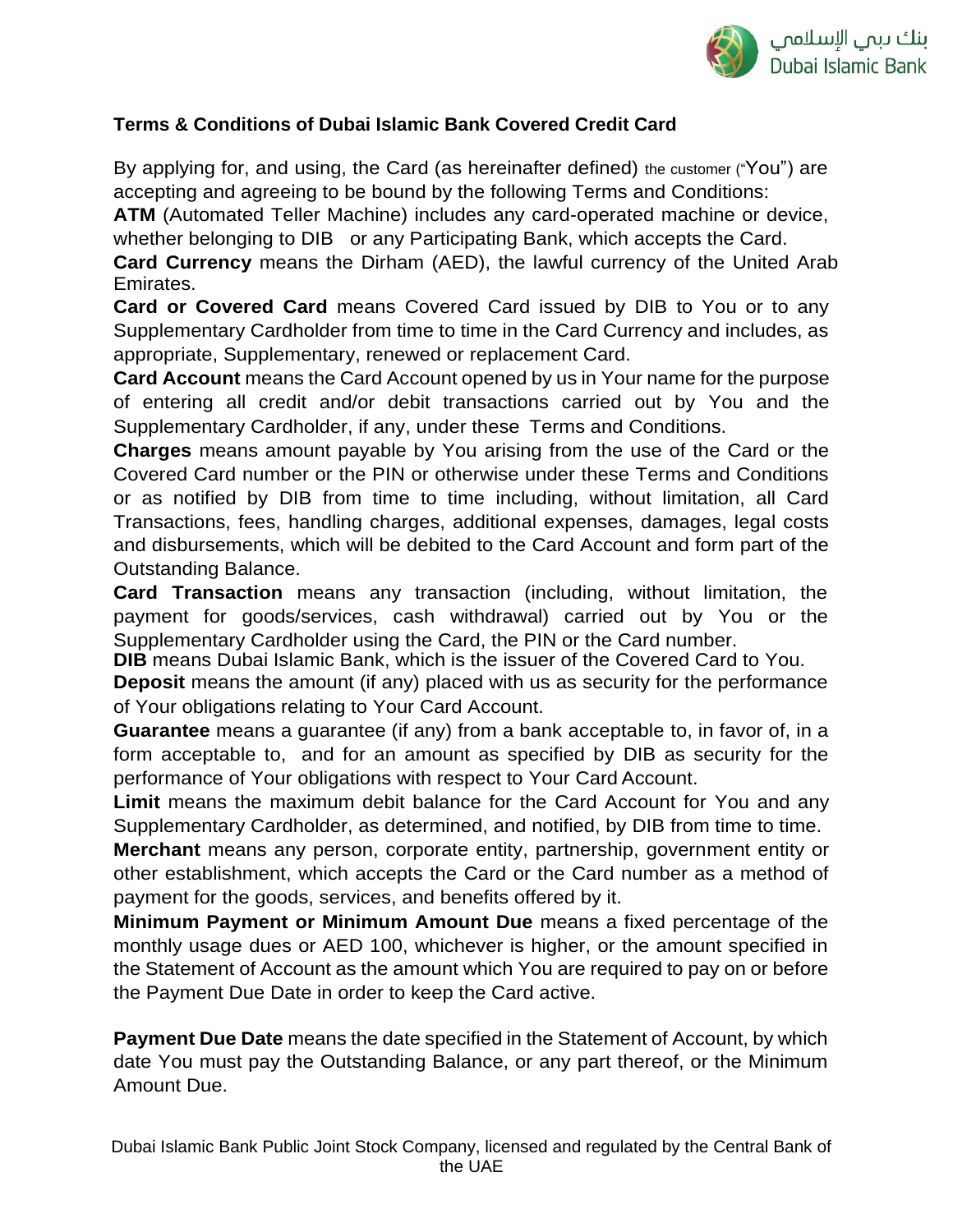## Terms & Conditions of Dubai Islamic Bank Covered Credit Card

By applying for, and using, the Card (as hereinafter defined) the customer ("You") are accepting and agreeing to be bound by the following Terms and Conditions:

**ATM** (Automated Teller Machine) includes any card-operated machine or device, whether belonging to DIB or any Participating Bank, which accepts the Card.

**Card Currency** means the Dirham (AED), the lawful currency of the United Arab Emirates.

**Card or Covered Card** means Covered Card issued by DIB to You or to any Supplementary Cardholder from time to time in the Card Currency and includes, as appropriate, Supplementary, renewed or replacement Card.

**Card Account** means the Card Account opened by us in Your name for the purpose of entering all credit and/or debit transactions carried out by You and the Supplementary Cardholder, if any, under these Terms and Conditions.

**Charges** means amount payable by You arising from the use of the Card or the Covered Card number or the PIN or otherwise under these Terms and Conditions or as notified by DIB from time to time including, without limitation, all Card Transactions, fees, handling charges, additional expenses, damages, legal costs and disbursements, which will be debited to the Card Account and form part of the Outstanding Balance.

**Card Transaction** means any transaction (including, without limitation, the payment for goods/services, cash withdrawal) carried out by You or the Supplementary Cardholder using the Card, the PIN or the Card number.

**DIB** means Dubai Islamic Bank, which is the issuer of the Covered Card to You.

**Deposit** means the amount (if any) placed with us as security for the performance of Your obligations relating to Your Card Account.

**Guarantee** means a guarantee (if any) from a bank acceptable to, in favor of, in a form acceptable to, and for an amount as specified by DIB as security for the performance of Your obligations with respect to Your Card Account.

**Limit** means the maximum debit balance for the Card Account for You and any Supplementary Cardholder, as determined, and notified, by DIB from time to time.

**Merchant** means any person, corporate entity, partnership, government entity or other establishment, which accepts the Card or the Card number as a method of payment for the goods, services, and benefits offered by it.

**Minimum Payment or Minimum Amount Due** means a fixed percentage of the monthly usage dues or AED 100, whichever is higher, or the amount specified in the Statement of Account as the amount which You are required to pay on or before the Payment Due Date in order to keep the Card active.

**Payment Due Date** means the date specified in the Statement of Account, by which date You must pay the Outstanding Balance, or any part thereof, or the Minimum Amount Due.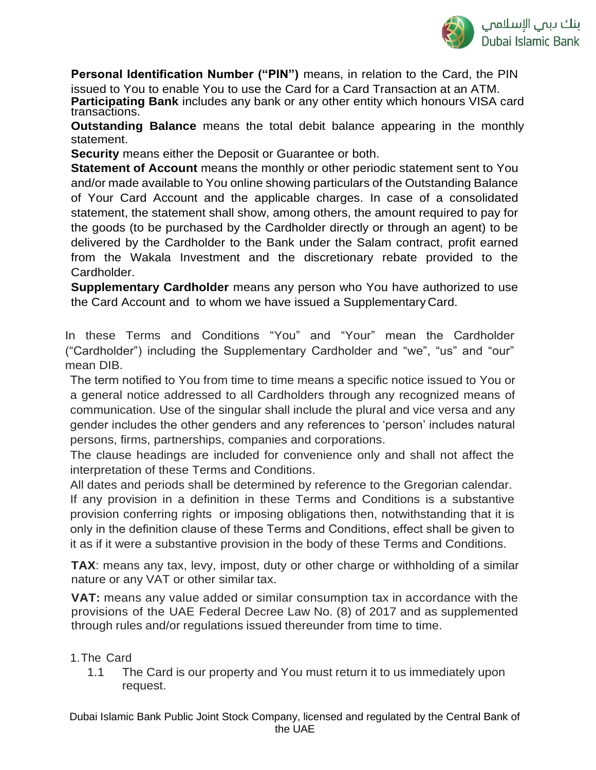**Personal Identification Number ("PIN")** means, in relation to the Card, the PIN issued to You to enable You to use the Card for a Card Transaction at an ATM.

**Participating Bank** includes any bank or any other entity which honours VISA card transactions.

**Outstanding Balance** means the total debit balance appearing in the monthly statement.

**Security** means either the Deposit or Guarantee or both.

**Statement of Account** means the monthly or other periodic statement sent to You and/or made available to You online showing particulars of the Outstanding Balance of Your Card Account and the applicable charges. In case of a consolidated statement, the statement shall show, among others, the amount required to pay for the goods (to be purchased by the Cardholder directly or through an agent) to be delivered by the Cardholder to the Bank under the Salam contract, profit earned from the Wakala Investment and the discretionary rebate provided to the Cardholder.

**Supplementary Cardholder** means any person who You have authorized to use the Card Account and to whom we have issued a Supplementary Card.

In these Terms and Conditions "You" and "Your" mean the Cardholder ("Cardholder") including the Supplementary Cardholder and "we", "us" and "our" mean DIB.

The term notified to You from time to time means a specific notice issued to You or a general notice addressed to all Cardholders through any recognized means of communication. Use of the singular shall include the plural and vice versa and any gender includes the other genders and any references to 'person' includes natural persons, firms, partnerships, companies and corporations.

The clause headings are included for convenience only and shall not affect the interpretation of these Terms and Conditions.

All dates and periods shall be determined by reference to the Gregorian calendar.

If any provision in a definition in these Terms and Conditions is a substantive provision conferring rights or imposing obligations then, notwithstanding that it is only in the definition clause of these Terms and Conditions, effect shall be given to it as if it were a substantive provision in the body of these Terms and Conditions.

**TAX**: means any tax, levy, impost, duty or other charge or withholding of a similar nature or any VAT or other similar tax.

**VAT:** means any value added or similar consumption tax in accordance with the provisions of the UAE Federal Decree Law No. (8) of 2017 and as supplemented through rules and/or regulations issued thereunder from time to time.

1. The Card
   1.1 The Card is our property and You must return it to us immediately upon request.

Dubai Islamic Bank Public Joint Stock Company, licensed and regulated by the Central Bank of the UAE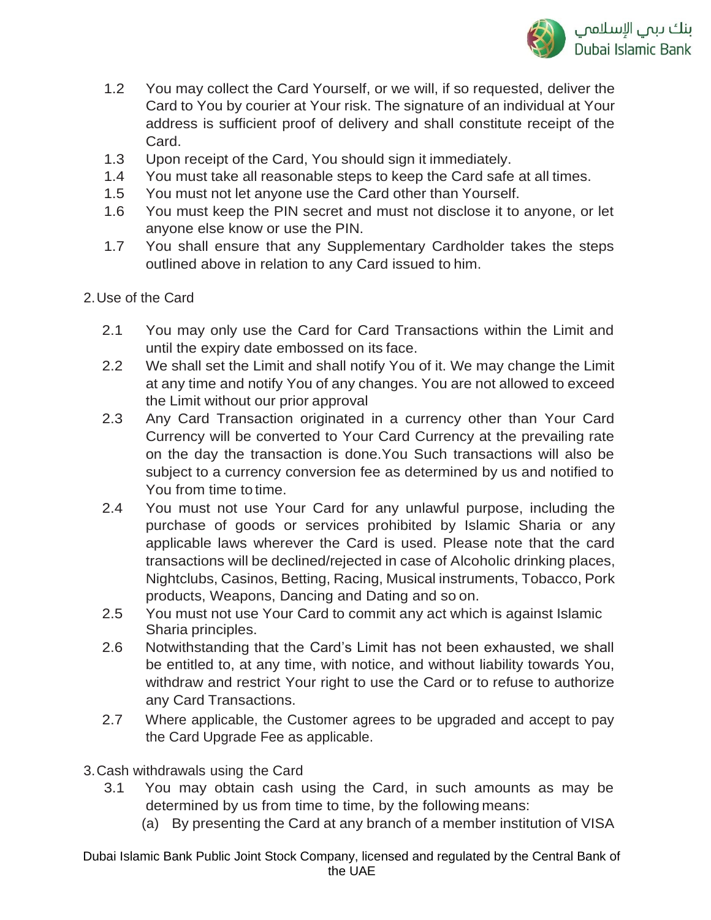1.2 You may collect the Card Yourself, or we will, if so requested, deliver the Card to You by courier at Your risk. The signature of an individual at Your address is sufficient proof of delivery and shall constitute receipt of the Card.

1.3 Upon receipt of the Card, You should sign it immediately.

1.4 You must take all reasonable steps to keep the Card safe at all times.

1.5 You must not let anyone use the Card other than Yourself.

1.6 You must keep the PIN secret and must not disclose it to anyone, or let anyone else know or use the PIN.

1.7 You shall ensure that any Supplementary Cardholder takes the steps outlined above in relation to any Card issued to him.

2. Use of the Card

2.1 You may only use the Card for Card Transactions within the Limit and until the expiry date embossed on its face.

2.2 We shall set the Limit and shall notify You of it. We may change the Limit at any time and notify You of any changes. You are not allowed to exceed the Limit without our prior approval

2.3 Any Card Transaction originated in a currency other than Your Card Currency will be converted to Your Card Currency at the prevailing rate on the day the transaction is done.You Such transactions will also be subject to a currency conversion fee as determined by us and notified to You from time to time.

2.4 You must not use Your Card for any unlawful purpose, including the purchase of goods or services prohibited by Islamic Sharia or any applicable laws wherever the Card is used. Please note that the card transactions will be declined/rejected in case of Alcoholic drinking places, Nightclubs, Casinos, Betting, Racing, Musical instruments, Tobacco, Pork products, Weapons, Dancing and Dating and so on.

2.5 You must not use Your Card to commit any act which is against Islamic Sharia principles.

2.6 Notwithstanding that the Card's Limit has not been exhausted, we shall be entitled to, at any time, with notice, and without liability towards You, withdraw and restrict Your right to use the Card or to refuse to authorize any Card Transactions.

2.7 Where applicable, the Customer agrees to be upgraded and accept to pay the Card Upgrade Fee as applicable.

3. Cash withdrawals using the Card

3.1 You may obtain cash using the Card, in such amounts as may be determined by us from time to time, by the following means:

(a) By presenting the Card at any branch of a member institution of VISA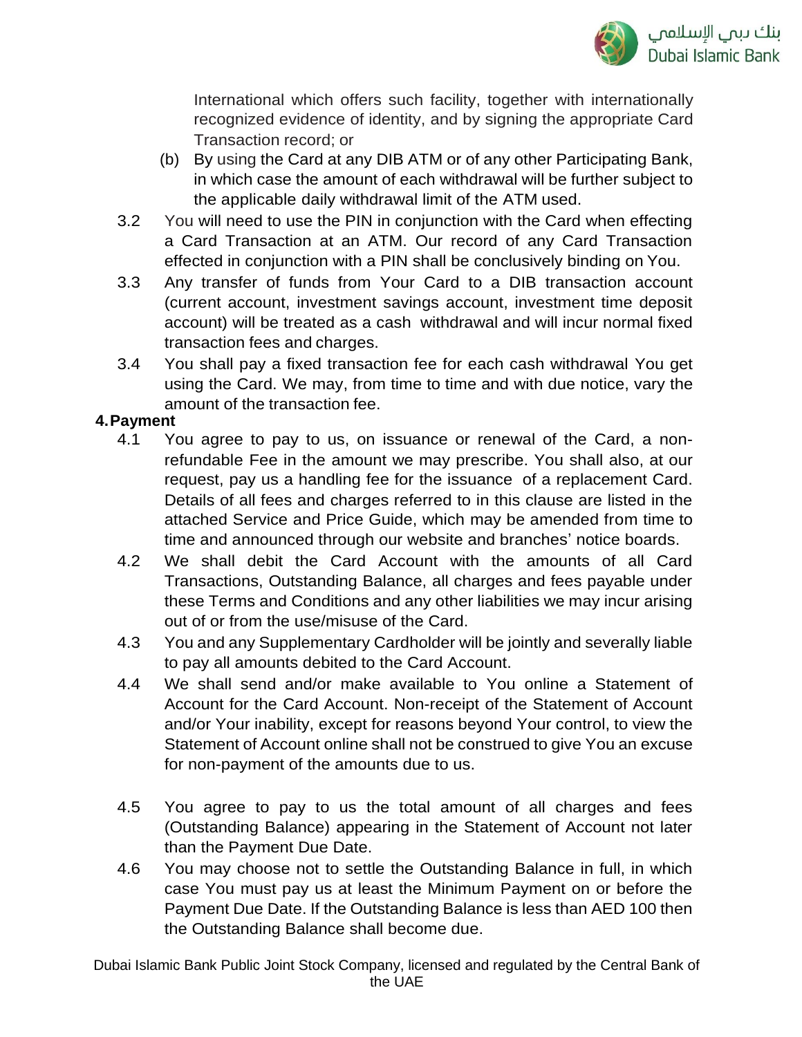International which offers such facility, together with internationally recognized evidence of identity, and by signing the appropriate Card Transaction record; or

(b) By using the Card at any DIB ATM or of any other Participating Bank, in which case the amount of each withdrawal will be further subject to the applicable daily withdrawal limit of the ATM used.

3.2 You will need to use the PIN in conjunction with the Card when effecting a Card Transaction at an ATM. Our record of any Card Transaction effected in conjunction with a PIN shall be conclusively binding on You.

3.3 Any transfer of funds from Your Card to a DIB transaction account (current account, investment savings account, investment time deposit account) will be treated as a cash withdrawal and will incur normal fixed transaction fees and charges.

3.4 You shall pay a fixed transaction fee for each cash withdrawal You get using the Card. We may, from time to time and with due notice, vary the amount of the transaction fee.

**4. Payment**

4.1 You agree to pay to us, on issuance or renewal of the Card, a non-refundable Fee in the amount we may prescribe. You shall also, at our request, pay us a handling fee for the issuance of a replacement Card. Details of all fees and charges referred to in this clause are listed in the attached Service and Price Guide, which may be amended from time to time and announced through our website and branches' notice boards.

4.2 We shall debit the Card Account with the amounts of all Card Transactions, Outstanding Balance, all charges and fees payable under these Terms and Conditions and any other liabilities we may incur arising out of or from the use/misuse of the Card.

4.3 You and any Supplementary Cardholder will be jointly and severally liable to pay all amounts debited to the Card Account.

4.4 We shall send and/or make available to You online a Statement of Account for the Card Account. Non-receipt of the Statement of Account and/or Your inability, except for reasons beyond Your control, to view the Statement of Account online shall not be construed to give You an excuse for non-payment of the amounts due to us.

4.5 You agree to pay to us the total amount of all charges and fees (Outstanding Balance) appearing in the Statement of Account not later than the Payment Due Date.

4.6 You may choose not to settle the Outstanding Balance in full, in which case You must pay us at least the Minimum Payment on or before the Payment Due Date. If the Outstanding Balance is less than AED 100 then the Outstanding Balance shall become due.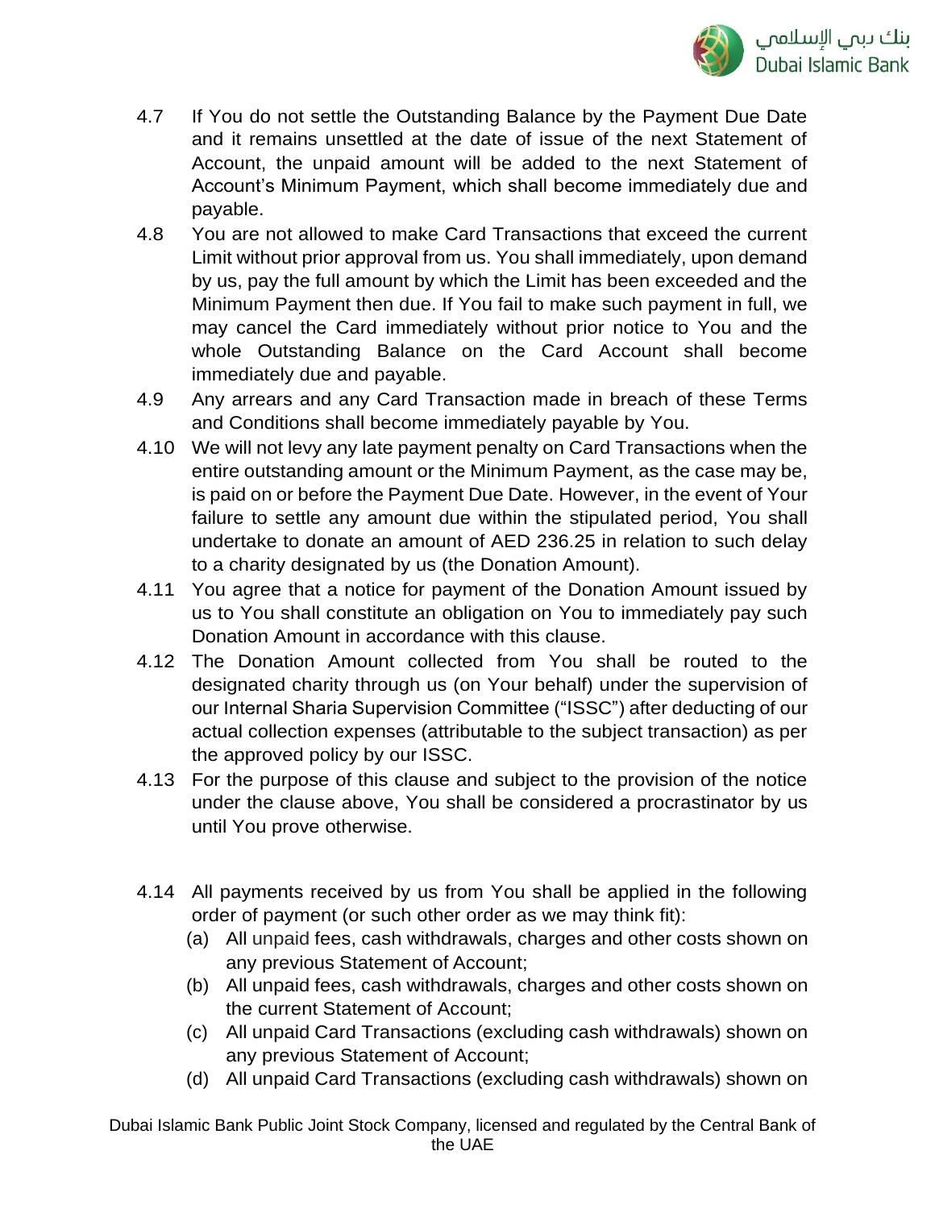4.7 If You do not settle the Outstanding Balance by the Payment Due Date and it remains unsettled at the date of issue of the next Statement of Account, the unpaid amount will be added to the next Statement of Account's Minimum Payment, which shall become immediately due and payable.

4.8 You are not allowed to make Card Transactions that exceed the current Limit without prior approval from us. You shall immediately, upon demand by us, pay the full amount by which the Limit has been exceeded and the Minimum Payment then due. If You fail to make such payment in full, we may cancel the Card immediately without prior notice to You and the whole Outstanding Balance on the Card Account shall become immediately due and payable.

4.9 Any arrears and any Card Transaction made in breach of these Terms and Conditions shall become immediately payable by You.

4.10 We will not levy any late payment penalty on Card Transactions when the entire outstanding amount or the Minimum Payment, as the case may be, is paid on or before the Payment Due Date. However, in the event of Your failure to settle any amount due within the stipulated period, You shall undertake to donate an amount of AED 236.25 in relation to such delay to a charity designated by us (the Donation Amount).

4.11 You agree that a notice for payment of the Donation Amount issued by us to You shall constitute an obligation on You to immediately pay such Donation Amount in accordance with this clause.

4.12 The Donation Amount collected from You shall be routed to the designated charity through us (on Your behalf) under the supervision of our Internal Sharia Supervision Committee ("ISSC") after deducting of our actual collection expenses (attributable to the subject transaction) as per the approved policy by our ISSC.

4.13 For the purpose of this clause and subject to the provision of the notice under the clause above, You shall be considered a procrastinator by us until You prove otherwise.

4.14 All payments received by us from You shall be applied in the following order of payment (or such other order as we may think fit):

(a) All unpaid fees, cash withdrawals, charges and other costs shown on any previous Statement of Account;

(b) All unpaid fees, cash withdrawals, charges and other costs shown on the current Statement of Account;

(c) All unpaid Card Transactions (excluding cash withdrawals) shown on any previous Statement of Account;

(d) All unpaid Card Transactions (excluding cash withdrawals) shown on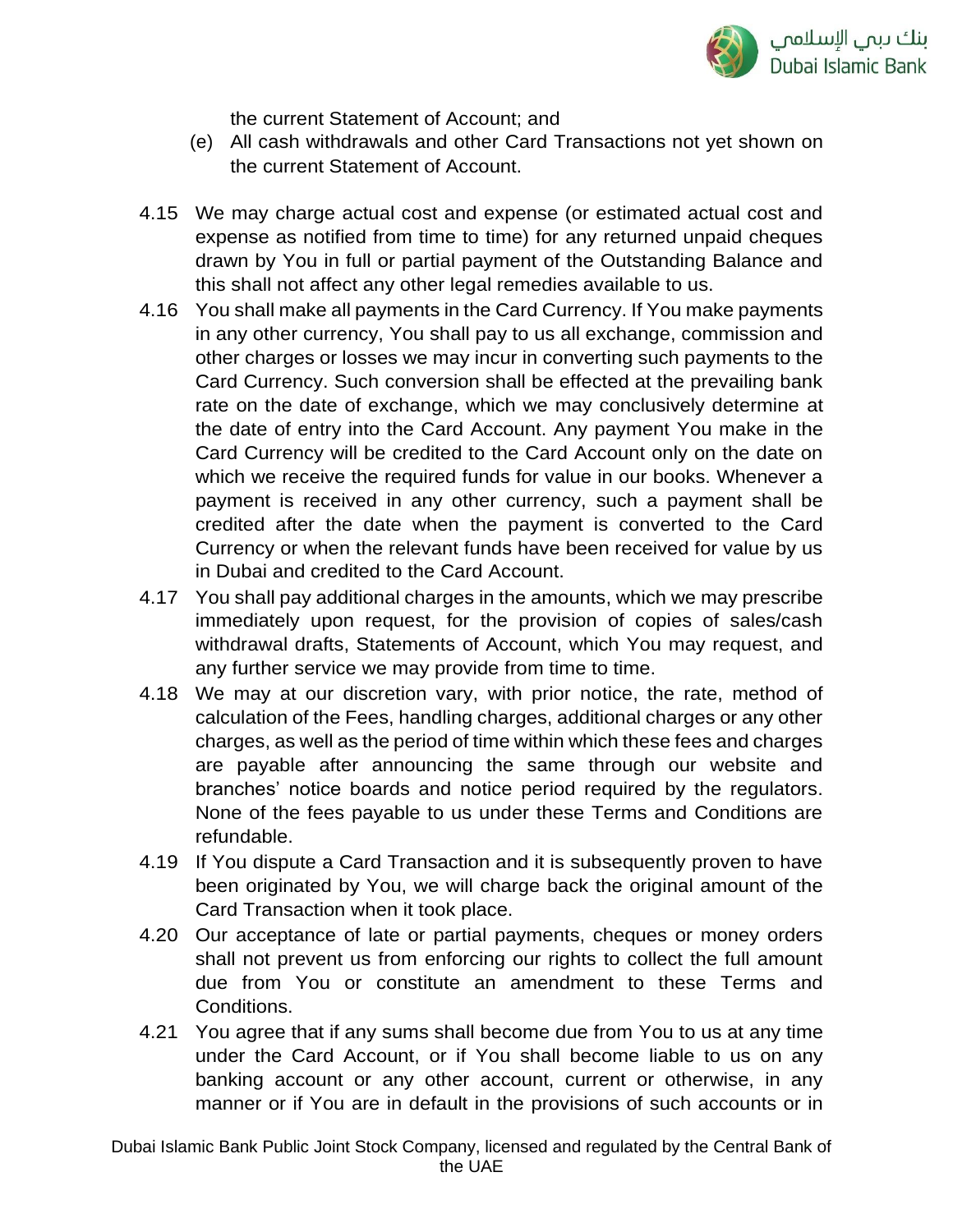the current Statement of Account; and

(e) All cash withdrawals and other Card Transactions not yet shown on the current Statement of Account.

4.15 We may charge actual cost and expense (or estimated actual cost and expense as notified from time to time) for any returned unpaid cheques drawn by You in full or partial payment of the Outstanding Balance and this shall not affect any other legal remedies available to us.

4.16 You shall make all payments in the Card Currency. If You make payments in any other currency, You shall pay to us all exchange, commission and other charges or losses we may incur in converting such payments to the Card Currency. Such conversion shall be effected at the prevailing bank rate on the date of exchange, which we may conclusively determine at the date of entry into the Card Account. Any payment You make in the Card Currency will be credited to the Card Account only on the date on which we receive the required funds for value in our books. Whenever a payment is received in any other currency, such a payment shall be credited after the date when the payment is converted to the Card Currency or when the relevant funds have been received for value by us in Dubai and credited to the Card Account.

4.17 You shall pay additional charges in the amounts, which we may prescribe immediately upon request, for the provision of copies of sales/cash withdrawal drafts, Statements of Account, which You may request, and any further service we may provide from time to time.

4.18 We may at our discretion vary, with prior notice, the rate, method of calculation of the Fees, handling charges, additional charges or any other charges, as well as the period of time within which these fees and charges are payable after announcing the same through our website and branches' notice boards and notice period required by the regulators. None of the fees payable to us under these Terms and Conditions are refundable.

4.19 If You dispute a Card Transaction and it is subsequently proven to have been originated by You, we will charge back the original amount of the Card Transaction when it took place.

4.20 Our acceptance of late or partial payments, cheques or money orders shall not prevent us from enforcing our rights to collect the full amount due from You or constitute an amendment to these Terms and Conditions.

4.21 You agree that if any sums shall become due from You to us at any time under the Card Account, or if You shall become liable to us on any banking account or any other account, current or otherwise, in any manner or if You are in default in the provisions of such accounts or in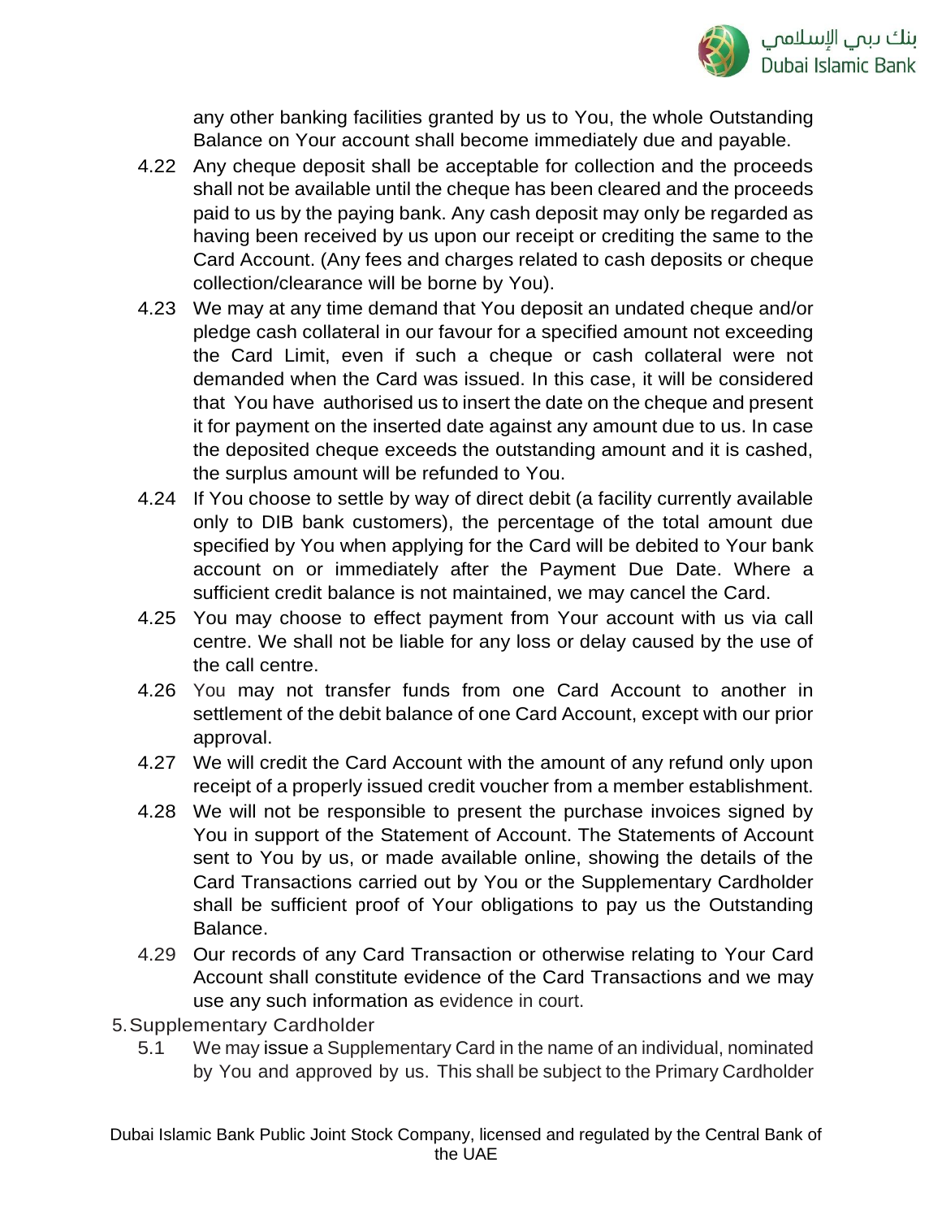any other banking facilities granted by us to You, the whole Outstanding Balance on Your account shall become immediately due and payable.

4.22 Any cheque deposit shall be acceptable for collection and the proceeds shall not be available until the cheque has been cleared and the proceeds paid to us by the paying bank. Any cash deposit may only be regarded as having been received by us upon our receipt or crediting the same to the Card Account. (Any fees and charges related to cash deposits or cheque collection/clearance will be borne by You).

4.23 We may at any time demand that You deposit an undated cheque and/or pledge cash collateral in our favour for a specified amount not exceeding the Card Limit, even if such a cheque or cash collateral were not demanded when the Card was issued. In this case, it will be considered that You have authorised us to insert the date on the cheque and present it for payment on the inserted date against any amount due to us. In case the deposited cheque exceeds the outstanding amount and it is cashed, the surplus amount will be refunded to You.

4.24 If You choose to settle by way of direct debit (a facility currently available only to DIB bank customers), the percentage of the total amount due specified by You when applying for the Card will be debited to Your bank account on or immediately after the Payment Due Date. Where a sufficient credit balance is not maintained, we may cancel the Card.

4.25 You may choose to effect payment from Your account with us via call centre. We shall not be liable for any loss or delay caused by the use of the call centre.

4.26 You may not transfer funds from one Card Account to another in settlement of the debit balance of one Card Account, except with our prior approval.

4.27 We will credit the Card Account with the amount of any refund only upon receipt of a properly issued credit voucher from a member establishment.

4.28 We will not be responsible to present the purchase invoices signed by You in support of the Statement of Account. The Statements of Account sent to You by us, or made available online, showing the details of the Card Transactions carried out by You or the Supplementary Cardholder shall be sufficient proof of Your obligations to pay us the Outstanding Balance.

4.29 Our records of any Card Transaction or otherwise relating to Your Card Account shall constitute evidence of the Card Transactions and we may use any such information as evidence in court.

## 5. Supplementary Cardholder

5.1 We may issue a Supplementary Card in the name of an individual, nominated by You and approved by us. This shall be subject to the Primary Cardholder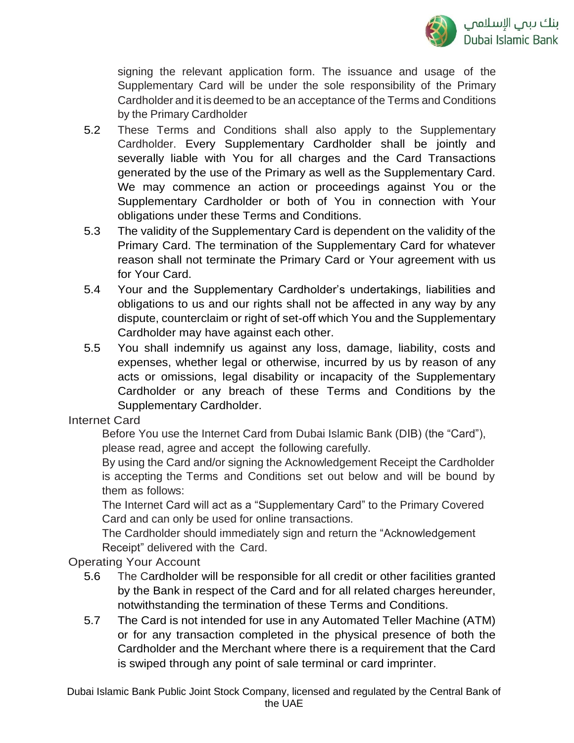signing the relevant application form. The issuance and usage of the Supplementary Card will be under the sole responsibility of the Primary Cardholder and it is deemed to be an acceptance of the Terms and Conditions by the Primary Cardholder

5.2 These Terms and Conditions shall also apply to the Supplementary Cardholder. Every Supplementary Cardholder shall be jointly and severally liable with You for all charges and the Card Transactions generated by the use of the Primary as well as the Supplementary Card. We may commence an action or proceedings against You or the Supplementary Cardholder or both of You in connection with Your obligations under these Terms and Conditions.

5.3 The validity of the Supplementary Card is dependent on the validity of the Primary Card. The termination of the Supplementary Card for whatever reason shall not terminate the Primary Card or Your agreement with us for Your Card.

5.4 Your and the Supplementary Cardholder's undertakings, liabilities and obligations to us and our rights shall not be affected in any way by any dispute, counterclaim or right of set-off which You and the Supplementary Cardholder may have against each other.

5.5 You shall indemnify us against any loss, damage, liability, costs and expenses, whether legal or otherwise, incurred by us by reason of any acts or omissions, legal disability or incapacity of the Supplementary Cardholder or any breach of these Terms and Conditions by the Supplementary Cardholder.

## Internet Card

Before You use the Internet Card from Dubai Islamic Bank (DIB) (the "Card"), please read, agree and accept the following carefully.

By using the Card and/or signing the Acknowledgement Receipt the Cardholder is accepting the Terms and Conditions set out below and will be bound by them as follows:

The Internet Card will act as a "Supplementary Card" to the Primary Covered Card and can only be used for online transactions.

The Cardholder should immediately sign and return the "Acknowledgement Receipt" delivered with the Card.

## Operating Your Account

5.6 The Cardholder will be responsible for all credit or other facilities granted by the Bank in respect of the Card and for all related charges hereunder, notwithstanding the termination of these Terms and Conditions.

5.7 The Card is not intended for use in any Automated Teller Machine (ATM) or for any transaction completed in the physical presence of both the Cardholder and the Merchant where there is a requirement that the Card is swiped through any point of sale terminal or card imprinter.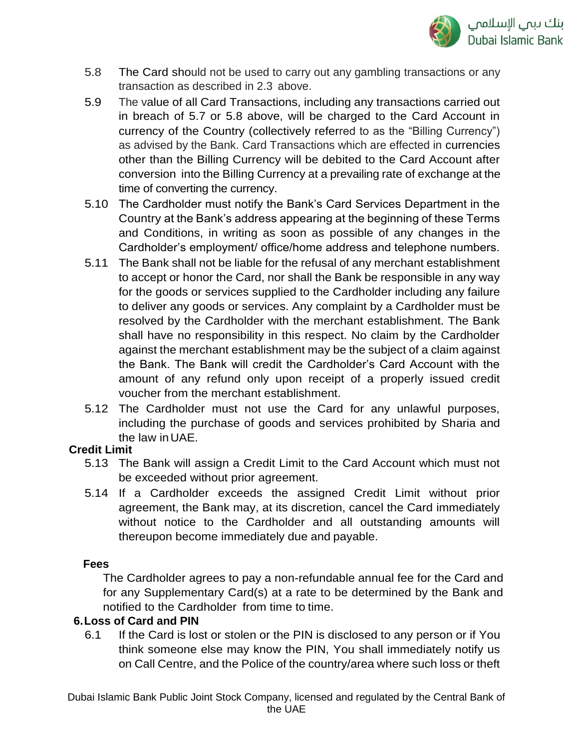5.8 The Card should not be used to carry out any gambling transactions or any transaction as described in 2.3 above.

5.9 The value of all Card Transactions, including any transactions carried out in breach of 5.7 or 5.8 above, will be charged to the Card Account in currency of the Country (collectively referred to as the "Billing Currency") as advised by the Bank. Card Transactions which are effected in currencies other than the Billing Currency will be debited to the Card Account after conversion into the Billing Currency at a prevailing rate of exchange at the time of converting the currency.

5.10 The Cardholder must notify the Bank's Card Services Department in the Country at the Bank's address appearing at the beginning of these Terms and Conditions, in writing as soon as possible of any changes in the Cardholder's employment/ office/home address and telephone numbers.

5.11 The Bank shall not be liable for the refusal of any merchant establishment to accept or honor the Card, nor shall the Bank be responsible in any way for the goods or services supplied to the Cardholder including any failure to deliver any goods or services. Any complaint by a Cardholder must be resolved by the Cardholder with the merchant establishment. The Bank shall have no responsibility in this respect. No claim by the Cardholder against the merchant establishment may be the subject of a claim against the Bank. The Bank will credit the Cardholder's Card Account with the amount of any refund only upon receipt of a properly issued credit voucher from the merchant establishment.

5.12 The Cardholder must not use the Card for any unlawful purposes, including the purchase of goods and services prohibited by Sharia and the law in UAE.

**Credit Limit**

5.13 The Bank will assign a Credit Limit to the Card Account which must not be exceeded without prior agreement.

5.14 If a Cardholder exceeds the assigned Credit Limit without prior agreement, the Bank may, at its discretion, cancel the Card immediately without notice to the Cardholder and all outstanding amounts will thereupon become immediately due and payable.

**Fees**

The Cardholder agrees to pay a non-refundable annual fee for the Card and for any Supplementary Card(s) at a rate to be determined by the Bank and notified to the Cardholder from time to time.

## 6. Loss of Card and PIN

6.1 If the Card is lost or stolen or the PIN is disclosed to any person or if You think someone else may know the PIN, You shall immediately notify us on Call Centre, and the Police of the country/area where such loss or theft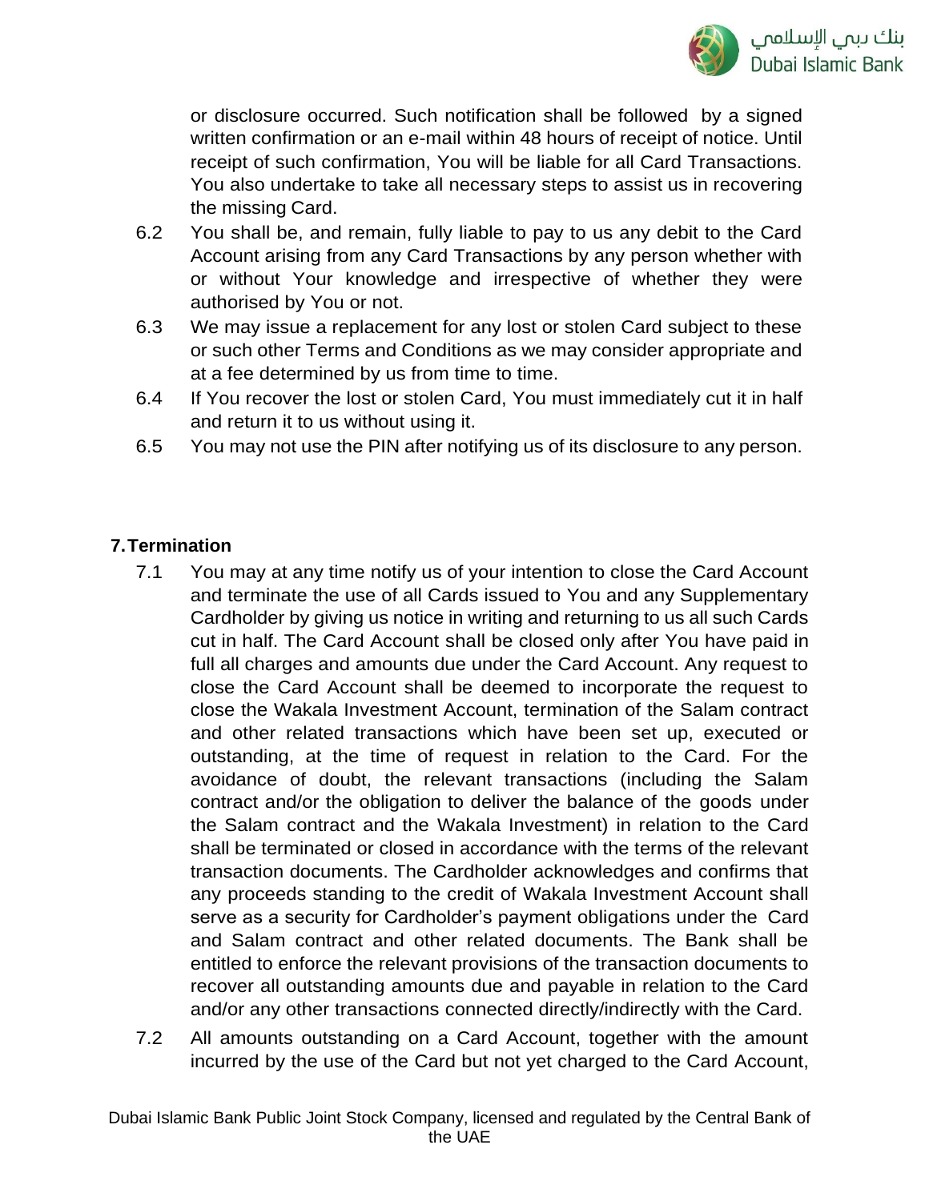or disclosure occurred. Such notification shall be followed by a signed written confirmation or an e-mail within 48 hours of receipt of notice. Until receipt of such confirmation, You will be liable for all Card Transactions. You also undertake to take all necessary steps to assist us in recovering the missing Card.

6.2 You shall be, and remain, fully liable to pay to us any debit to the Card Account arising from any Card Transactions by any person whether with or without Your knowledge and irrespective of whether they were authorised by You or not.

6.3 We may issue a replacement for any lost or stolen Card subject to these or such other Terms and Conditions as we may consider appropriate and at a fee determined by us from time to time.

6.4 If You recover the lost or stolen Card, You must immediately cut it in half and return it to us without using it.

6.5 You may not use the PIN after notifying us of its disclosure to any person.

## 7. Termination

7.1 You may at any time notify us of your intention to close the Card Account and terminate the use of all Cards issued to You and any Supplementary Cardholder by giving us notice in writing and returning to us all such Cards cut in half. The Card Account shall be closed only after You have paid in full all charges and amounts due under the Card Account. Any request to close the Card Account shall be deemed to incorporate the request to close the Wakala Investment Account, termination of the Salam contract and other related transactions which have been set up, executed or outstanding, at the time of request in relation to the Card. For the avoidance of doubt, the relevant transactions (including the Salam contract and/or the obligation to deliver the balance of the goods under the Salam contract and the Wakala Investment) in relation to the Card shall be terminated or closed in accordance with the terms of the relevant transaction documents. The Cardholder acknowledges and confirms that any proceeds standing to the credit of Wakala Investment Account shall serve as a security for Cardholder's payment obligations under the Card and Salam contract and other related documents. The Bank shall be entitled to enforce the relevant provisions of the transaction documents to recover all outstanding amounts due and payable in relation to the Card and/or any other transactions connected directly/indirectly with the Card.

7.2 All amounts outstanding on a Card Account, together with the amount incurred by the use of the Card but not yet charged to the Card Account,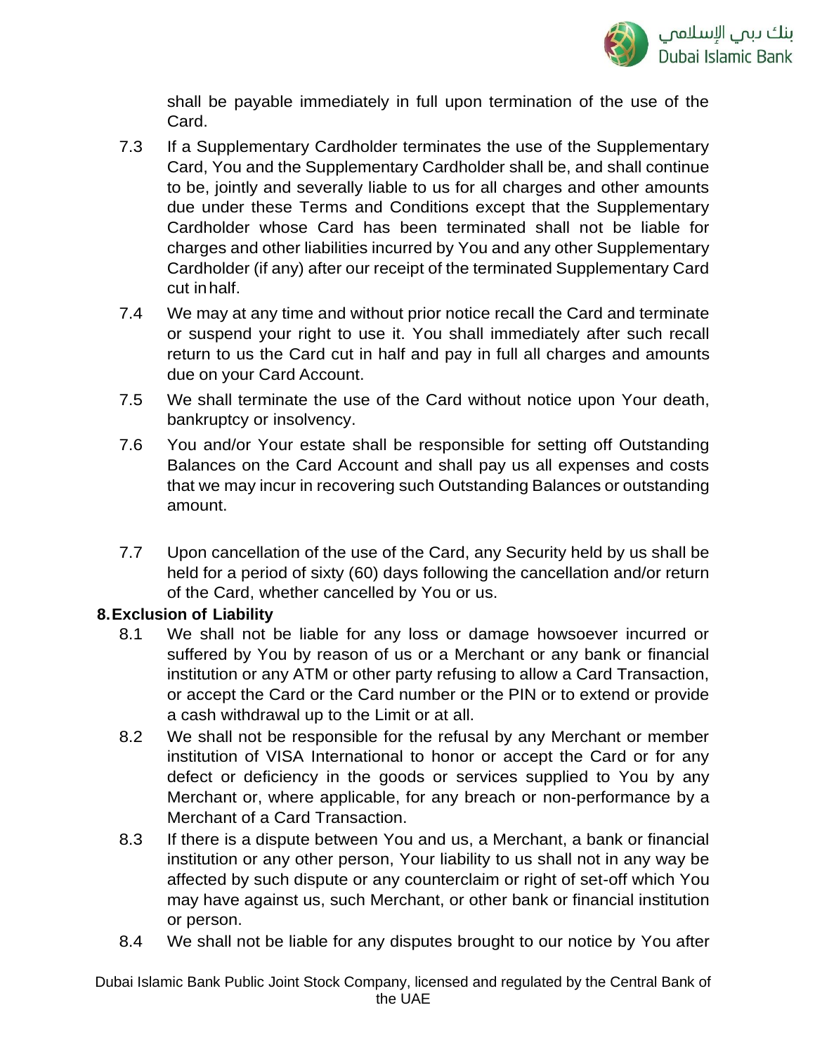shall be payable immediately in full upon termination of the use of the Card.

7.3 If a Supplementary Cardholder terminates the use of the Supplementary Card, You and the Supplementary Cardholder shall be, and shall continue to be, jointly and severally liable to us for all charges and other amounts due under these Terms and Conditions except that the Supplementary Cardholder whose Card has been terminated shall not be liable for charges and other liabilities incurred by You and any other Supplementary Cardholder (if any) after our receipt of the terminated Supplementary Card cut in half.

7.4 We may at any time and without prior notice recall the Card and terminate or suspend your right to use it. You shall immediately after such recall return to us the Card cut in half and pay in full all charges and amounts due on your Card Account.

7.5 We shall terminate the use of the Card without notice upon Your death, bankruptcy or insolvency.

7.6 You and/or Your estate shall be responsible for setting off Outstanding Balances on the Card Account and shall pay us all expenses and costs that we may incur in recovering such Outstanding Balances or outstanding amount.

7.7 Upon cancellation of the use of the Card, any Security held by us shall be held for a period of sixty (60) days following the cancellation and/or return of the Card, whether cancelled by You or us.

**8. Exclusion of Liability**

8.1 We shall not be liable for any loss or damage howsoever incurred or suffered by You by reason of us or a Merchant or any bank or financial institution or any ATM or other party refusing to allow a Card Transaction, or accept the Card or the Card number or the PIN or to extend or provide a cash withdrawal up to the Limit or at all.

8.2 We shall not be responsible for the refusal by any Merchant or member institution of VISA International to honor or accept the Card or for any defect or deficiency in the goods or services supplied to You by any Merchant or, where applicable, for any breach or non-performance by a Merchant of a Card Transaction.

8.3 If there is a dispute between You and us, a Merchant, a bank or financial institution or any other person, Your liability to us shall not in any way be affected by such dispute or any counterclaim or right of set-off which You may have against us, such Merchant, or other bank or financial institution or person.

8.4 We shall not be liable for any disputes brought to our notice by You after

Dubai Islamic Bank Public Joint Stock Company, licensed and regulated by the Central Bank of the UAE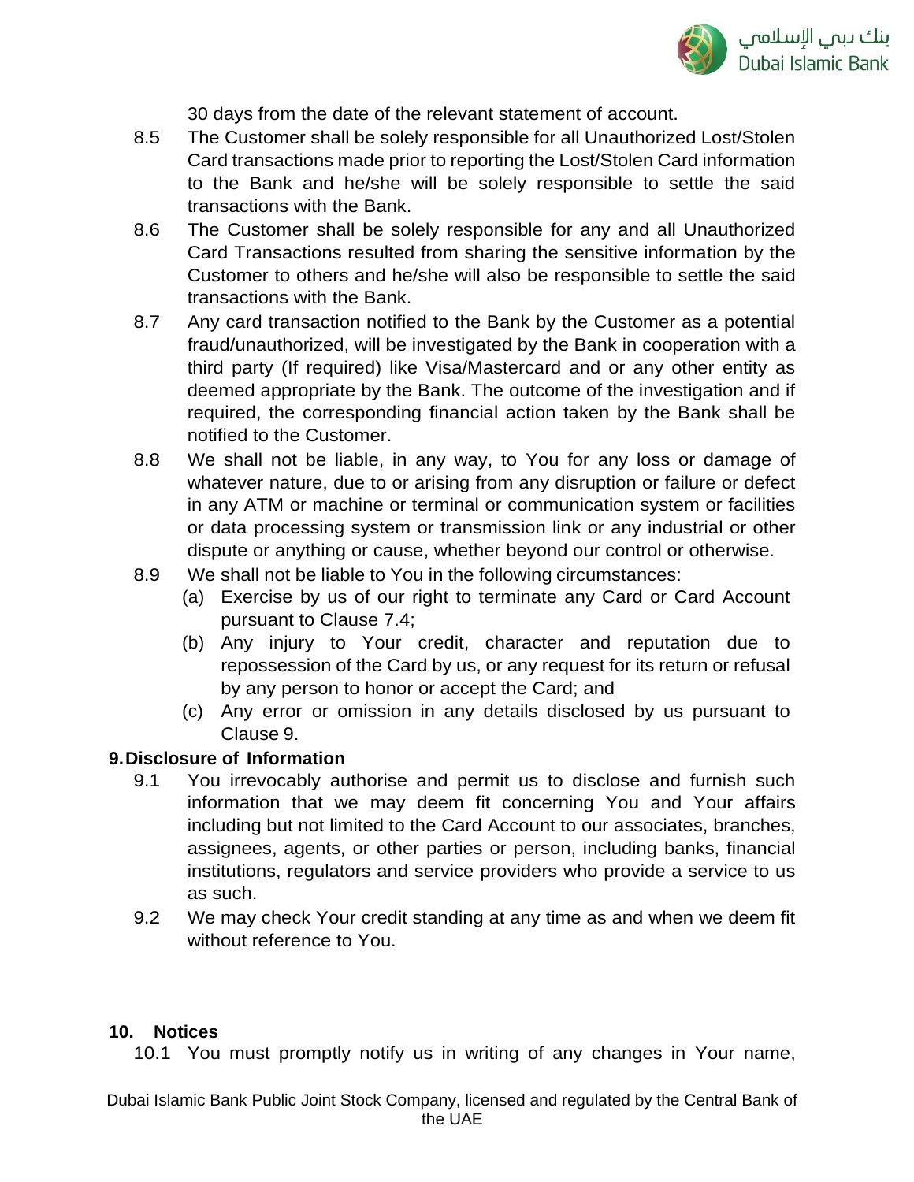30 days from the date of the relevant statement of account.

8.5 The Customer shall be solely responsible for all Unauthorized Lost/Stolen Card transactions made prior to reporting the Lost/Stolen Card information to the Bank and he/she will be solely responsible to settle the said transactions with the Bank.

8.6 The Customer shall be solely responsible for any and all Unauthorized Card Transactions resulted from sharing the sensitive information by the Customer to others and he/she will also be responsible to settle the said transactions with the Bank.

8.7 Any card transaction notified to the Bank by the Customer as a potential fraud/unauthorized, will be investigated by the Bank in cooperation with a third party (If required) like Visa/Mastercard and or any other entity as deemed appropriate by the Bank. The outcome of the investigation and if required, the corresponding financial action taken by the Bank shall be notified to the Customer.

8.8 We shall not be liable, in any way, to You for any loss or damage of whatever nature, due to or arising from any disruption or failure or defect in any ATM or machine or terminal or communication system or facilities or data processing system or transmission link or any industrial or other dispute or anything or cause, whether beyond our control or otherwise.

8.9 We shall not be liable to You in the following circumstances:

(a) Exercise by us of our right to terminate any Card or Card Account pursuant to Clause 7.4;

(b) Any injury to Your credit, character and reputation due to repossession of the Card by us, or any request for its return or refusal by any person to honor or accept the Card; and

(c) Any error or omission in any details disclosed by us pursuant to Clause 9.

## 9. Disclosure of Information

9.1 You irrevocably authorise and permit us to disclose and furnish such information that we may deem fit concerning You and Your affairs including but not limited to the Card Account to our associates, branches, assignees, agents, or other parties or person, including banks, financial institutions, regulators and service providers who provide a service to us as such.

9.2 We may check Your credit standing at any time as and when we deem fit without reference to You.

## 10. Notices

10.1 You must promptly notify us in writing of any changes in Your name,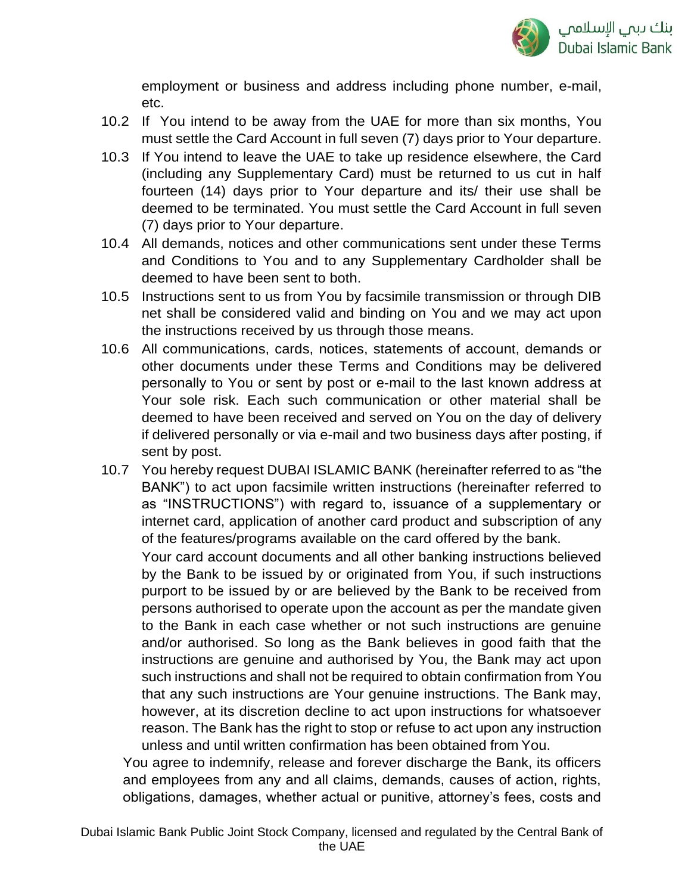employment or business and address including phone number, e-mail, etc.

10.2 If You intend to be away from the UAE for more than six months, You must settle the Card Account in full seven (7) days prior to Your departure.

10.3 If You intend to leave the UAE to take up residence elsewhere, the Card (including any Supplementary Card) must be returned to us cut in half fourteen (14) days prior to Your departure and its/ their use shall be deemed to be terminated. You must settle the Card Account in full seven (7) days prior to Your departure.

10.4 All demands, notices and other communications sent under these Terms and Conditions to You and to any Supplementary Cardholder shall be deemed to have been sent to both.

10.5 Instructions sent to us from You by facsimile transmission or through DIB net shall be considered valid and binding on You and we may act upon the instructions received by us through those means.

10.6 All communications, cards, notices, statements of account, demands or other documents under these Terms and Conditions may be delivered personally to You or sent by post or e-mail to the last known address at Your sole risk. Each such communication or other material shall be deemed to have been received and served on You on the day of delivery if delivered personally or via e-mail and two business days after posting, if sent by post.

10.7 You hereby request DUBAI ISLAMIC BANK (hereinafter referred to as "the BANK") to act upon facsimile written instructions (hereinafter referred to as "INSTRUCTIONS") with regard to, issuance of a supplementary or internet card, application of another card product and subscription of any of the features/programs available on the card offered by the bank.

Your card account documents and all other banking instructions believed by the Bank to be issued by or originated from You, if such instructions purport to be issued by or are believed by the Bank to be received from persons authorised to operate upon the account as per the mandate given to the Bank in each case whether or not such instructions are genuine and/or authorised. So long as the Bank believes in good faith that the instructions are genuine and authorised by You, the Bank may act upon such instructions and shall not be required to obtain confirmation from You that any such instructions are Your genuine instructions. The Bank may, however, at its discretion decline to act upon instructions for whatsoever reason. The Bank has the right to stop or refuse to act upon any instruction unless and until written confirmation has been obtained from You.

You agree to indemnify, release and forever discharge the Bank, its officers and employees from any and all claims, demands, causes of action, rights, obligations, damages, whether actual or punitive, attorney's fees, costs and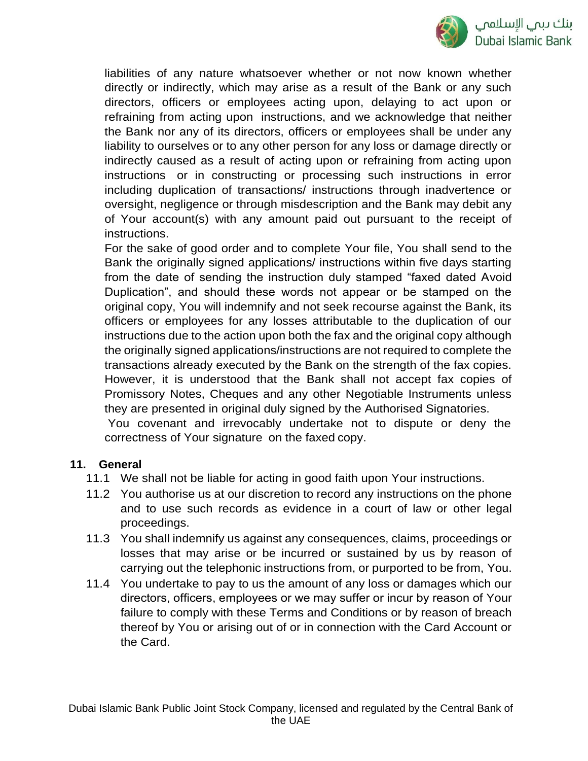liabilities of any nature whatsoever whether or not now known whether directly or indirectly, which may arise as a result of the Bank or any such directors, officers or employees acting upon, delaying to act upon or refraining from acting upon instructions, and we acknowledge that neither the Bank nor any of its directors, officers or employees shall be under any liability to ourselves or to any other person for any loss or damage directly or indirectly caused as a result of acting upon or refraining from acting upon instructions or in constructing or processing such instructions in error including duplication of transactions/ instructions through inadvertence or oversight, negligence or through misdescription and the Bank may debit any of Your account(s) with any amount paid out pursuant to the receipt of instructions.

For the sake of good order and to complete Your file, You shall send to the Bank the originally signed applications/ instructions within five days starting from the date of sending the instruction duly stamped "faxed dated Avoid Duplication", and should these words not appear or be stamped on the original copy, You will indemnify and not seek recourse against the Bank, its officers or employees for any losses attributable to the duplication of our instructions due to the action upon both the fax and the original copy although the originally signed applications/instructions are not required to complete the transactions already executed by the Bank on the strength of the fax copies. However, it is understood that the Bank shall not accept fax copies of Promissory Notes, Cheques and any other Negotiable Instruments unless they are presented in original duly signed by the Authorised Signatories.

You covenant and irrevocably undertake not to dispute or deny the correctness of Your signature on the faxed copy.

## 11. General

11.1 We shall not be liable for acting in good faith upon Your instructions.

11.2 You authorise us at our discretion to record any instructions on the phone and to use such records as evidence in a court of law or other legal proceedings.

11.3 You shall indemnify us against any consequences, claims, proceedings or losses that may arise or be incurred or sustained by us by reason of carrying out the telephonic instructions from, or purported to be from, You.

11.4 You undertake to pay to us the amount of any loss or damages which our directors, officers, employees or we may suffer or incur by reason of Your failure to comply with these Terms and Conditions or by reason of breach thereof by You or arising out of or in connection with the Card Account or the Card.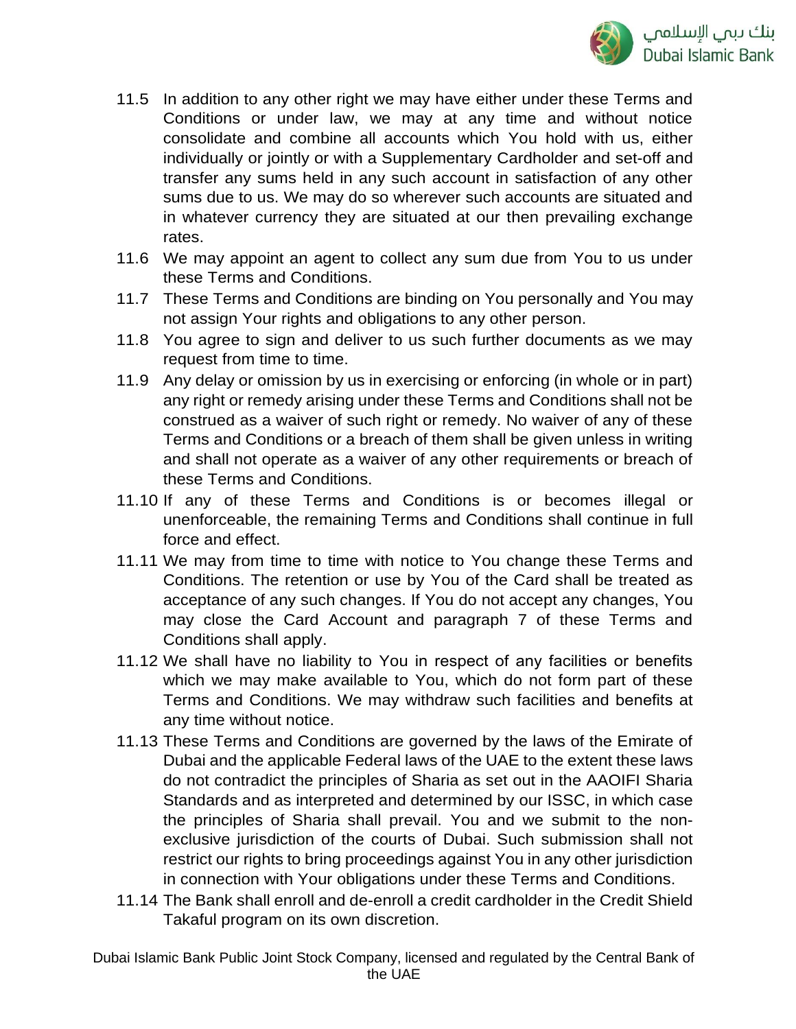11.5 In addition to any other right we may have either under these Terms and Conditions or under law, we may at any time and without notice consolidate and combine all accounts which You hold with us, either individually or jointly or with a Supplementary Cardholder and set-off and transfer any sums held in any such account in satisfaction of any other sums due to us. We may do so wherever such accounts are situated and in whatever currency they are situated at our then prevailing exchange rates.

11.6 We may appoint an agent to collect any sum due from You to us under these Terms and Conditions.

11.7 These Terms and Conditions are binding on You personally and You may not assign Your rights and obligations to any other person.

11.8 You agree to sign and deliver to us such further documents as we may request from time to time.

11.9 Any delay or omission by us in exercising or enforcing (in whole or in part) any right or remedy arising under these Terms and Conditions shall not be construed as a waiver of such right or remedy. No waiver of any of these Terms and Conditions or a breach of them shall be given unless in writing and shall not operate as a waiver of any other requirements or breach of these Terms and Conditions.

11.10 If any of these Terms and Conditions is or becomes illegal or unenforceable, the remaining Terms and Conditions shall continue in full force and effect.

11.11 We may from time to time with notice to You change these Terms and Conditions. The retention or use by You of the Card shall be treated as acceptance of any such changes. If You do not accept any changes, You may close the Card Account and paragraph 7 of these Terms and Conditions shall apply.

11.12 We shall have no liability to You in respect of any facilities or benefits which we may make available to You, which do not form part of these Terms and Conditions. We may withdraw such facilities and benefits at any time without notice.

11.13 These Terms and Conditions are governed by the laws of the Emirate of Dubai and the applicable Federal laws of the UAE to the extent these laws do not contradict the principles of Sharia as set out in the AAOIFI Sharia Standards and as interpreted and determined by our ISSC, in which case the principles of Sharia shall prevail. You and we submit to the non-exclusive jurisdiction of the courts of Dubai. Such submission shall not restrict our rights to bring proceedings against You in any other jurisdiction in connection with Your obligations under these Terms and Conditions.

11.14 The Bank shall enroll and de-enroll a credit cardholder in the Credit Shield Takaful program on its own discretion.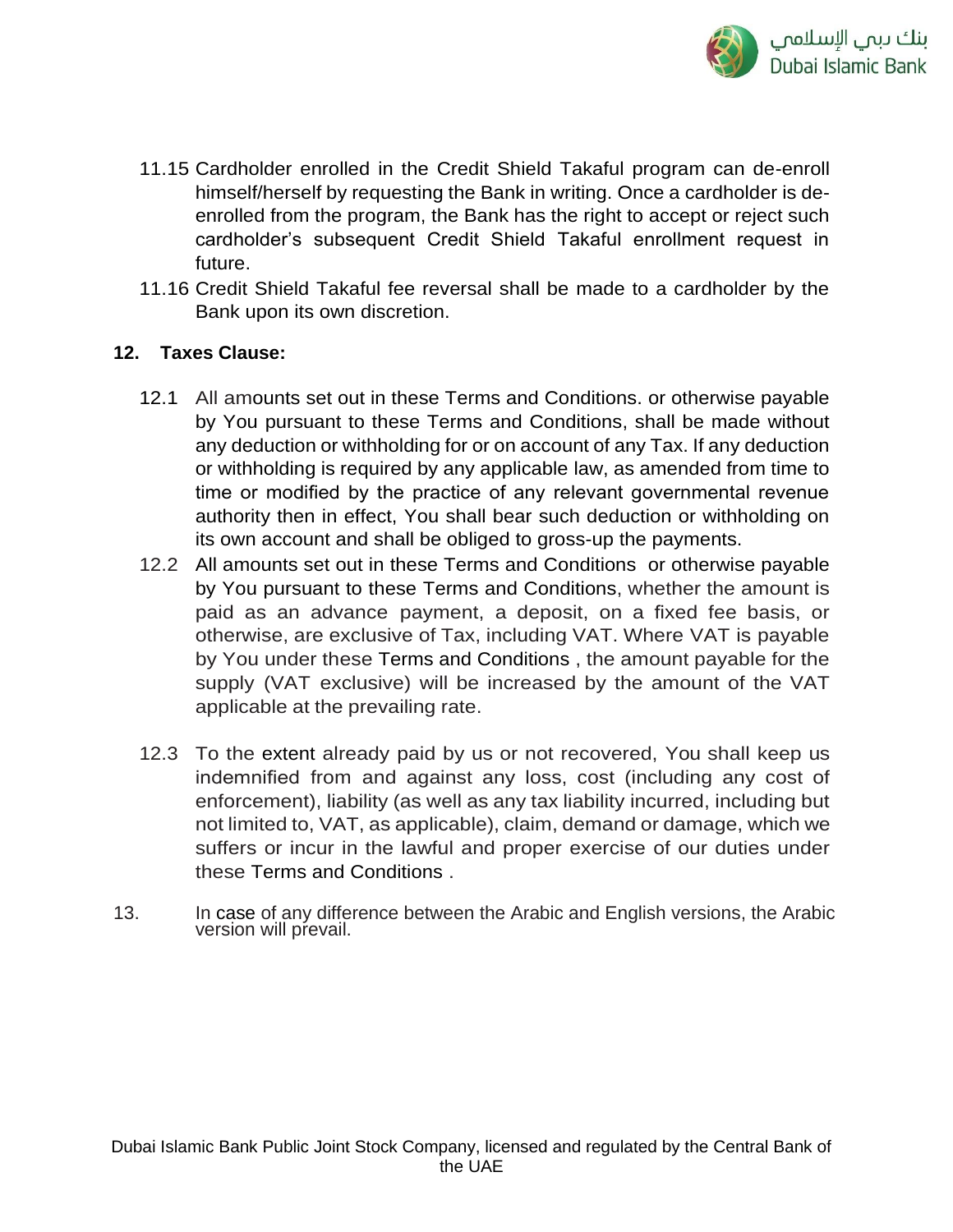11.15 Cardholder enrolled in the Credit Shield Takaful program can de-enroll himself/herself by requesting the Bank in writing. Once a cardholder is de-enrolled from the program, the Bank has the right to accept or reject such cardholder's subsequent Credit Shield Takaful enrollment request in future.

11.16 Credit Shield Takaful fee reversal shall be made to a cardholder by the Bank upon its own discretion.

**12. Taxes Clause:**

12.1 All amounts set out in these Terms and Conditions. or otherwise payable by You pursuant to these Terms and Conditions, shall be made without any deduction or withholding for or on account of any Tax. If any deduction or withholding is required by any applicable law, as amended from time to time or modified by the practice of any relevant governmental revenue authority then in effect, You shall bear such deduction or withholding on its own account and shall be obliged to gross-up the payments.

12.2 All amounts set out in these Terms and Conditions or otherwise payable by You pursuant to these Terms and Conditions, whether the amount is paid as an advance payment, a deposit, on a fixed fee basis, or otherwise, are exclusive of Tax, including VAT. Where VAT is payable by You under these Terms and Conditions , the amount payable for the supply (VAT exclusive) will be increased by the amount of the VAT applicable at the prevailing rate.

12.3 To the extent already paid by us or not recovered, You shall keep us indemnified from and against any loss, cost (including any cost of enforcement), liability (as well as any tax liability incurred, including but not limited to, VAT, as applicable), claim, demand or damage, which we suffers or incur in the lawful and proper exercise of our duties under these Terms and Conditions .

13. In case of any difference between the Arabic and English versions, the Arabic version will prevail.

Dubai Islamic Bank Public Joint Stock Company, licensed and regulated by the Central Bank of the UAE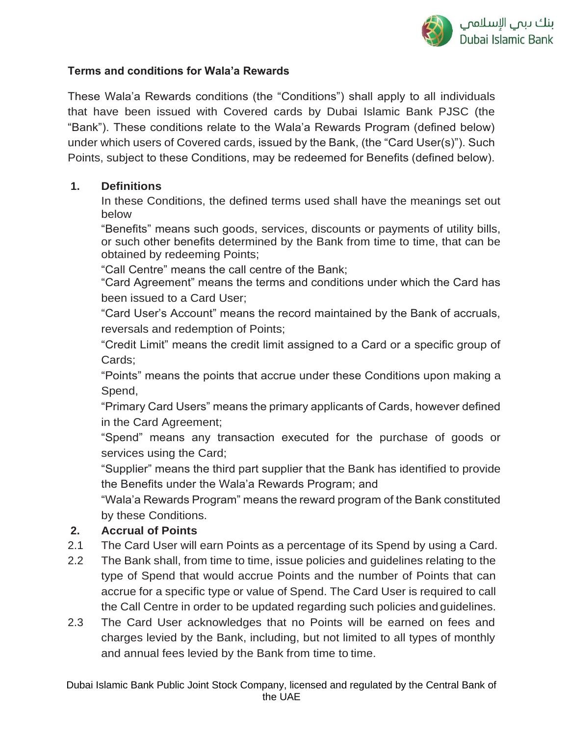## Terms and conditions for Wala'a Rewards

These Wala'a Rewards conditions (the "Conditions") shall apply to all individuals that have been issued with Covered cards by Dubai Islamic Bank PJSC (the "Bank"). These conditions relate to the Wala'a Rewards Program (defined below) under which users of Covered cards, issued by the Bank, (the "Card User(s)"). Such Points, subject to these Conditions, may be redeemed for Benefits (defined below).

### 1. Definitions

In these Conditions, the defined terms used shall have the meanings set out below

"Benefits" means such goods, services, discounts or payments of utility bills, or such other benefits determined by the Bank from time to time, that can be obtained by redeeming Points;

"Call Centre" means the call centre of the Bank;

"Card Agreement" means the terms and conditions under which the Card has been issued to a Card User;

"Card User's Account" means the record maintained by the Bank of accruals, reversals and redemption of Points;

"Credit Limit" means the credit limit assigned to a Card or a specific group of Cards;

"Points" means the points that accrue under these Conditions upon making a Spend,

"Primary Card Users" means the primary applicants of Cards, however defined in the Card Agreement;

"Spend" means any transaction executed for the purchase of goods or services using the Card;

"Supplier" means the third part supplier that the Bank has identified to provide the Benefits under the Wala'a Rewards Program; and

"Wala'a Rewards Program" means the reward program of the Bank constituted by these Conditions.

### 2. Accrual of Points

2.1 The Card User will earn Points as a percentage of its Spend by using a Card.

2.2 The Bank shall, from time to time, issue policies and guidelines relating to the type of Spend that would accrue Points and the number of Points that can accrue for a specific type or value of Spend. The Card User is required to call the Call Centre in order to be updated regarding such policies and guidelines.

2.3 The Card User acknowledges that no Points will be earned on fees and charges levied by the Bank, including, but not limited to all types of monthly and annual fees levied by the Bank from time to time.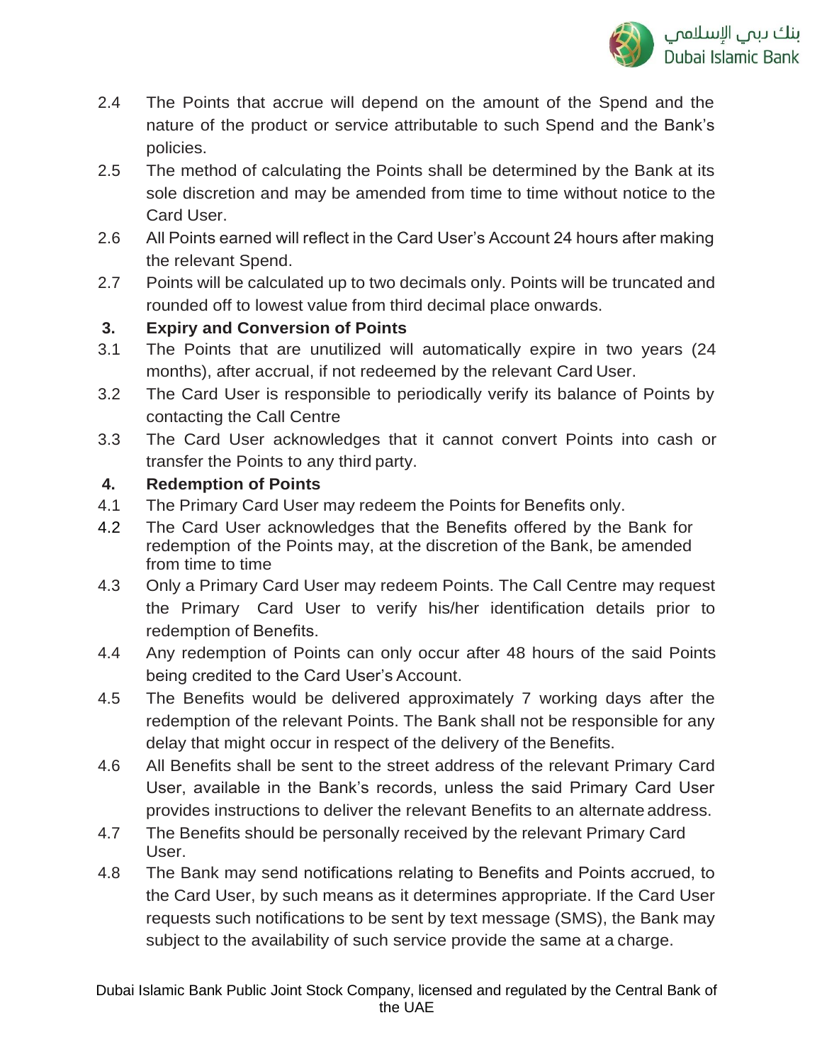2.4 The Points that accrue will depend on the amount of the Spend and the nature of the product or service attributable to such Spend and the Bank's policies.

2.5 The method of calculating the Points shall be determined by the Bank at its sole discretion and may be amended from time to time without notice to the Card User.

2.6 All Points earned will reflect in the Card User's Account 24 hours after making the relevant Spend.

2.7 Points will be calculated up to two decimals only. Points will be truncated and rounded off to lowest value from third decimal place onwards.

**3. Expiry and Conversion of Points**

3.1 The Points that are unutilized will automatically expire in two years (24 months), after accrual, if not redeemed by the relevant Card User.

3.2 The Card User is responsible to periodically verify its balance of Points by contacting the Call Centre

3.3 The Card User acknowledges that it cannot convert Points into cash or transfer the Points to any third party.

**4. Redemption of Points**

4.1 The Primary Card User may redeem the Points for Benefits only.

4.2 The Card User acknowledges that the Benefits offered by the Bank for redemption of the Points may, at the discretion of the Bank, be amended from time to time

4.3 Only a Primary Card User may redeem Points. The Call Centre may request the Primary Card User to verify his/her identification details prior to redemption of Benefits.

4.4 Any redemption of Points can only occur after 48 hours of the said Points being credited to the Card User's Account.

4.5 The Benefits would be delivered approximately 7 working days after the redemption of the relevant Points. The Bank shall not be responsible for any delay that might occur in respect of the delivery of the Benefits.

4.6 All Benefits shall be sent to the street address of the relevant Primary Card User, available in the Bank's records, unless the said Primary Card User provides instructions to deliver the relevant Benefits to an alternate address.

4.7 The Benefits should be personally received by the relevant Primary Card User.

4.8 The Bank may send notifications relating to Benefits and Points accrued, to the Card User, by such means as it determines appropriate. If the Card User requests such notifications to be sent by text message (SMS), the Bank may subject to the availability of such service provide the same at a charge.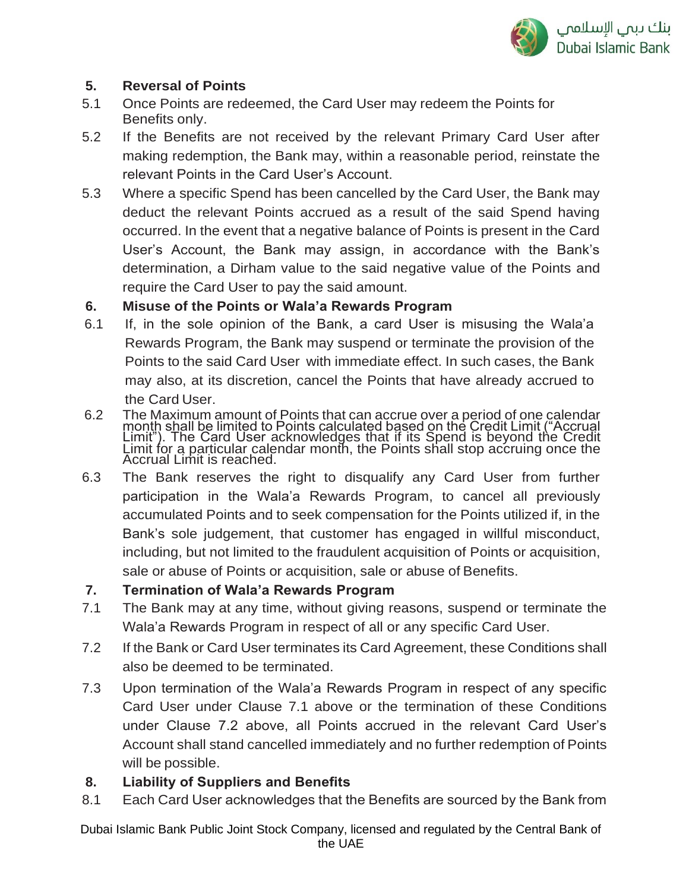## 5. Reversal of Points

5.1 Once Points are redeemed, the Card User may redeem the Points for Benefits only.

5.2 If the Benefits are not received by the relevant Primary Card User after making redemption, the Bank may, within a reasonable period, reinstate the relevant Points in the Card User's Account.

5.3 Where a specific Spend has been cancelled by the Card User, the Bank may deduct the relevant Points accrued as a result of the said Spend having occurred. In the event that a negative balance of Points is present in the Card User's Account, the Bank may assign, in accordance with the Bank's determination, a Dirham value to the said negative value of the Points and require the Card User to pay the said amount.

## 6. Misuse of the Points or Wala'a Rewards Program

6.1 If, in the sole opinion of the Bank, a card User is misusing the Wala'a Rewards Program, the Bank may suspend or terminate the provision of the Points to the said Card User with immediate effect. In such cases, the Bank may also, at its discretion, cancel the Points that have already accrued to the Card User.

6.2 The Maximum amount of Points that can accrue over a period of one calendar month shall be limited to Points calculated based on the Credit Limit ("Accrual Limit"). The Card User acknowledges that if its Spend is beyond the Credit Limit for a particular calendar month, the Points shall stop accruing once the Accrual Limit is reached.

6.3 The Bank reserves the right to disqualify any Card User from further participation in the Wala'a Rewards Program, to cancel all previously accumulated Points and to seek compensation for the Points utilized if, in the Bank's sole judgement, that customer has engaged in willful misconduct, including, but not limited to the fraudulent acquisition of Points or acquisition, sale or abuse of Points or acquisition, sale or abuse of Benefits.

## 7. Termination of Wala'a Rewards Program

7.1 The Bank may at any time, without giving reasons, suspend or terminate the Wala'a Rewards Program in respect of all or any specific Card User.

7.2 If the Bank or Card User terminates its Card Agreement, these Conditions shall also be deemed to be terminated.

7.3 Upon termination of the Wala'a Rewards Program in respect of any specific Card User under Clause 7.1 above or the termination of these Conditions under Clause 7.2 above, all Points accrued in the relevant Card User's Account shall stand cancelled immediately and no further redemption of Points will be possible.

## 8. Liability of Suppliers and Benefits

8.1 Each Card User acknowledges that the Benefits are sourced by the Bank from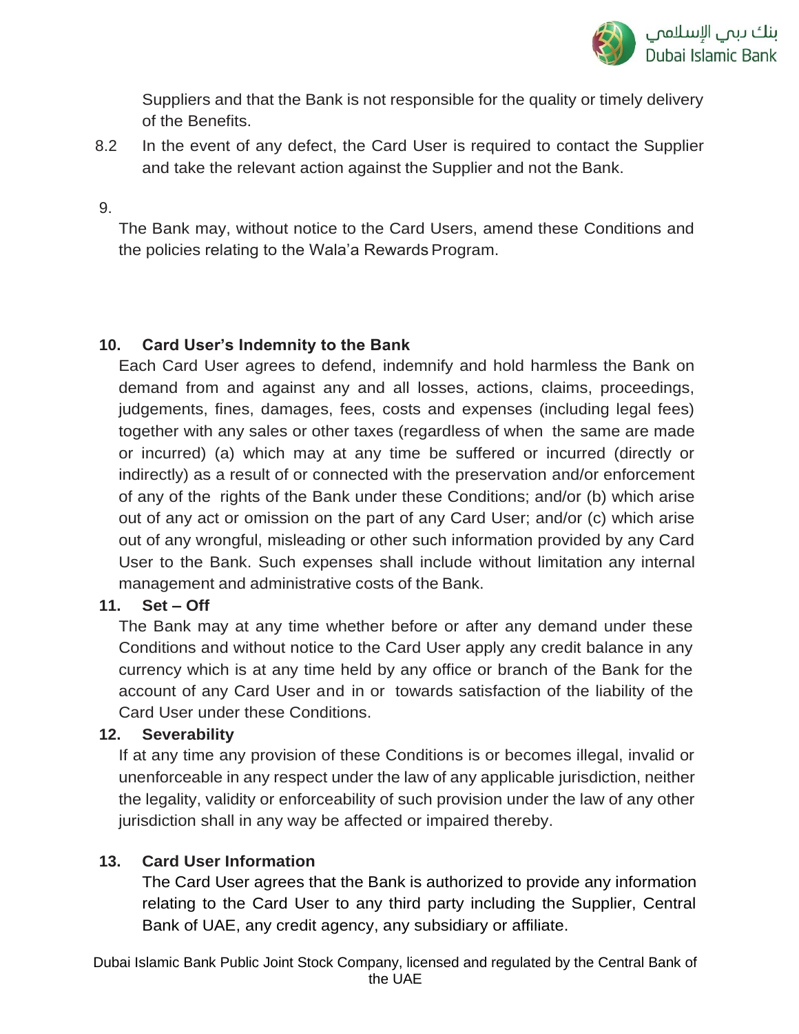Suppliers and that the Bank is not responsible for the quality or timely delivery of the Benefits.

8.2 In the event of any defect, the Card User is required to contact the Supplier and take the relevant action against the Supplier and not the Bank.

9.

The Bank may, without notice to the Card Users, amend these Conditions and the policies relating to the Wala'a Rewards Program.

**10. Card User's Indemnity to the Bank**

Each Card User agrees to defend, indemnify and hold harmless the Bank on demand from and against any and all losses, actions, claims, proceedings, judgements, fines, damages, fees, costs and expenses (including legal fees) together with any sales or other taxes (regardless of when the same are made or incurred) (a) which may at any time be suffered or incurred (directly or indirectly) as a result of or connected with the preservation and/or enforcement of any of the rights of the Bank under these Conditions; and/or (b) which arise out of any act or omission on the part of any Card User; and/or (c) which arise out of any wrongful, misleading or other such information provided by any Card User to the Bank. Such expenses shall include without limitation any internal management and administrative costs of the Bank.

**11. Set – Off**

The Bank may at any time whether before or after any demand under these Conditions and without notice to the Card User apply any credit balance in any currency which is at any time held by any office or branch of the Bank for the account of any Card User and in or towards satisfaction of the liability of the Card User under these Conditions.

**12. Severability**

If at any time any provision of these Conditions is or becomes illegal, invalid or unenforceable in any respect under the law of any applicable jurisdiction, neither the legality, validity or enforceability of such provision under the law of any other jurisdiction shall in any way be affected or impaired thereby.

**13. Card User Information**

The Card User agrees that the Bank is authorized to provide any information relating to the Card User to any third party including the Supplier, Central Bank of UAE, any credit agency, any subsidiary or affiliate.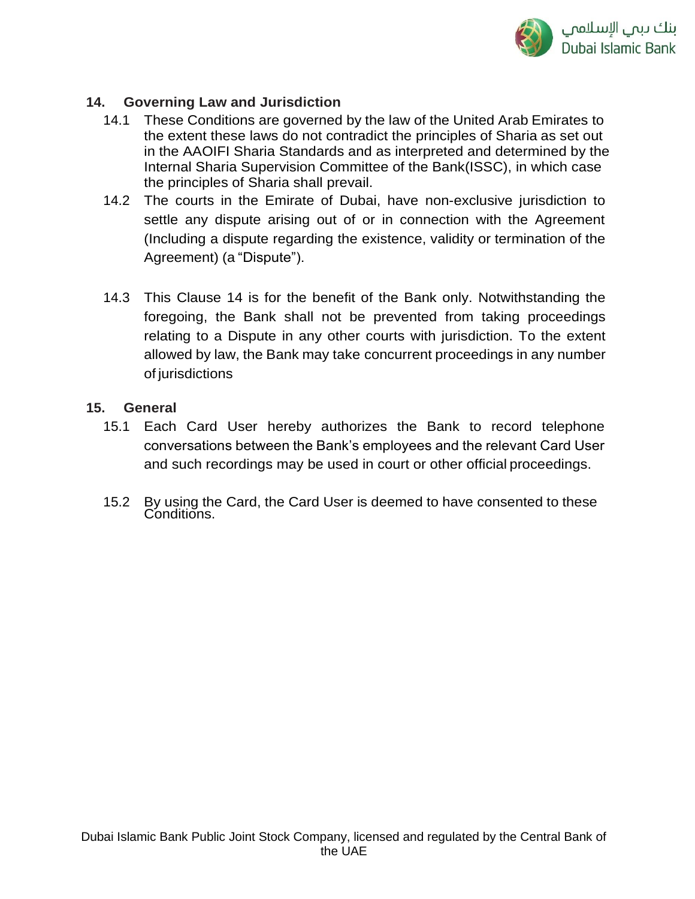## 14. Governing Law and Jurisdiction

14.1 These Conditions are governed by the law of the United Arab Emirates to the extent these laws do not contradict the principles of Sharia as set out in the AAOIFI Sharia Standards and as interpreted and determined by the Internal Sharia Supervision Committee of the Bank(ISSC), in which case the principles of Sharia shall prevail.

14.2 The courts in the Emirate of Dubai, have non-exclusive jurisdiction to settle any dispute arising out of or in connection with the Agreement (Including a dispute regarding the existence, validity or termination of the Agreement) (a "Dispute").

14.3 This Clause 14 is for the benefit of the Bank only. Notwithstanding the foregoing, the Bank shall not be prevented from taking proceedings relating to a Dispute in any other courts with jurisdiction. To the extent allowed by law, the Bank may take concurrent proceedings in any number of jurisdictions

## 15. General

15.1 Each Card User hereby authorizes the Bank to record telephone conversations between the Bank's employees and the relevant Card User and such recordings may be used in court or other official proceedings.

15.2 By using the Card, the Card User is deemed to have consented to these Conditions.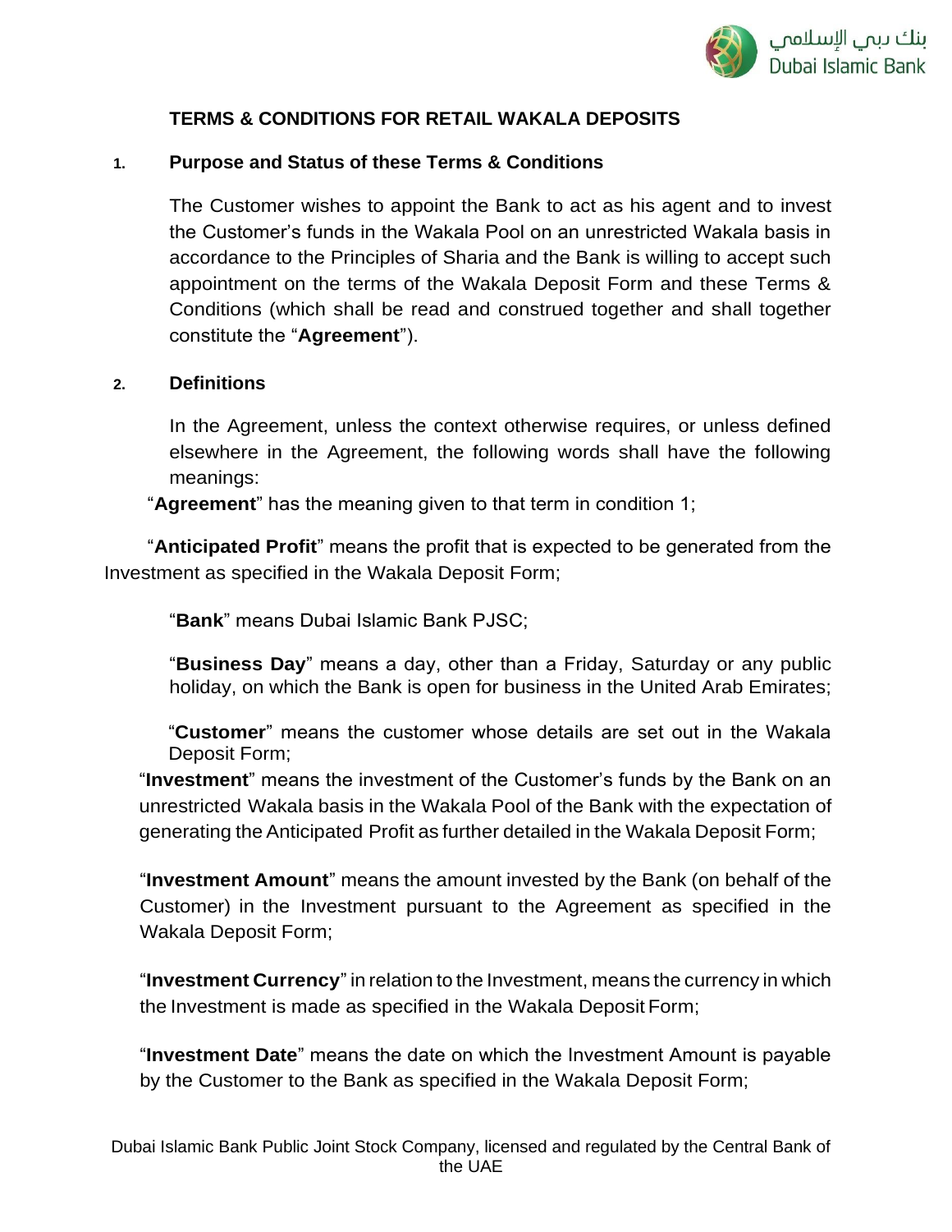# TERMS & CONDITIONS FOR RETAIL WAKALA DEPOSITS

## 1. Purpose and Status of these Terms & Conditions

The Customer wishes to appoint the Bank to act as his agent and to invest the Customer's funds in the Wakala Pool on an unrestricted Wakala basis in accordance to the Principles of Sharia and the Bank is willing to accept such appointment on the terms of the Wakala Deposit Form and these Terms & Conditions (which shall be read and construed together and shall together constitute the "**Agreement**").

## 2. Definitions

In the Agreement, unless the context otherwise requires, or unless defined elsewhere in the Agreement, the following words shall have the following meanings:

"**Agreement**" has the meaning given to that term in condition 1;

"**Anticipated Profit**" means the profit that is expected to be generated from the Investment as specified in the Wakala Deposit Form;

"**Bank**" means Dubai Islamic Bank PJSC;

"**Business Day**" means a day, other than a Friday, Saturday or any public holiday, on which the Bank is open for business in the United Arab Emirates;

"**Customer**" means the customer whose details are set out in the Wakala Deposit Form;

"**Investment**" means the investment of the Customer's funds by the Bank on an unrestricted Wakala basis in the Wakala Pool of the Bank with the expectation of generating the Anticipated Profit as further detailed in the Wakala Deposit Form;

"**Investment Amount**" means the amount invested by the Bank (on behalf of the Customer) in the Investment pursuant to the Agreement as specified in the Wakala Deposit Form;

"**Investment Currency**" in relation to the Investment, means the currency in which the Investment is made as specified in the Wakala Deposit Form;

"**Investment Date**" means the date on which the Investment Amount is payable by the Customer to the Bank as specified in the Wakala Deposit Form;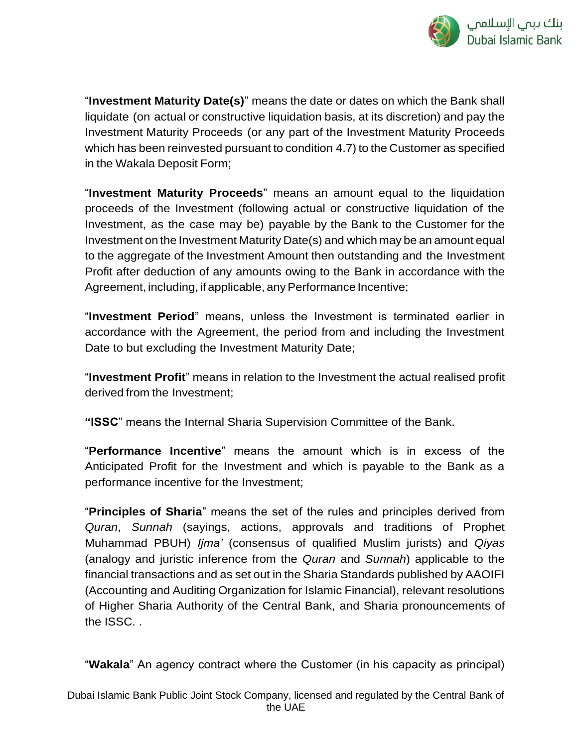"**Investment Maturity Date(s)**" means the date or dates on which the Bank shall liquidate (on actual or constructive liquidation basis, at its discretion) and pay the Investment Maturity Proceeds (or any part of the Investment Maturity Proceeds which has been reinvested pursuant to condition 4.7) to the Customer as specified in the Wakala Deposit Form;

"**Investment Maturity Proceeds**" means an amount equal to the liquidation proceeds of the Investment (following actual or constructive liquidation of the Investment, as the case may be) payable by the Bank to the Customer for the Investment on the Investment Maturity Date(s) and which may be an amount equal to the aggregate of the Investment Amount then outstanding and the Investment Profit after deduction of any amounts owing to the Bank in accordance with the Agreement, including, if applicable, any Performance Incentive;

"**Investment Period**" means, unless the Investment is terminated earlier in accordance with the Agreement, the period from and including the Investment Date to but excluding the Investment Maturity Date;

"**Investment Profit**" means in relation to the Investment the actual realised profit derived from the Investment;

**"ISSC**" means the Internal Sharia Supervision Committee of the Bank.

"**Performance Incentive**" means the amount which is in excess of the Anticipated Profit for the Investment and which is payable to the Bank as a performance incentive for the Investment;

"**Principles of Sharia**" means the set of the rules and principles derived from *Quran*, *Sunnah* (sayings, actions, approvals and traditions of Prophet Muhammad PBUH) *Ijma'* (consensus of qualified Muslim jurists) and *Qiyas* (analogy and juristic inference from the *Quran* and *Sunnah*) applicable to the financial transactions and as set out in the Sharia Standards published by AAOIFI (Accounting and Auditing Organization for Islamic Financial), relevant resolutions of Higher Sharia Authority of the Central Bank, and Sharia pronouncements of the ISSC. .

"**Wakala**" An agency contract where the Customer (in his capacity as principal)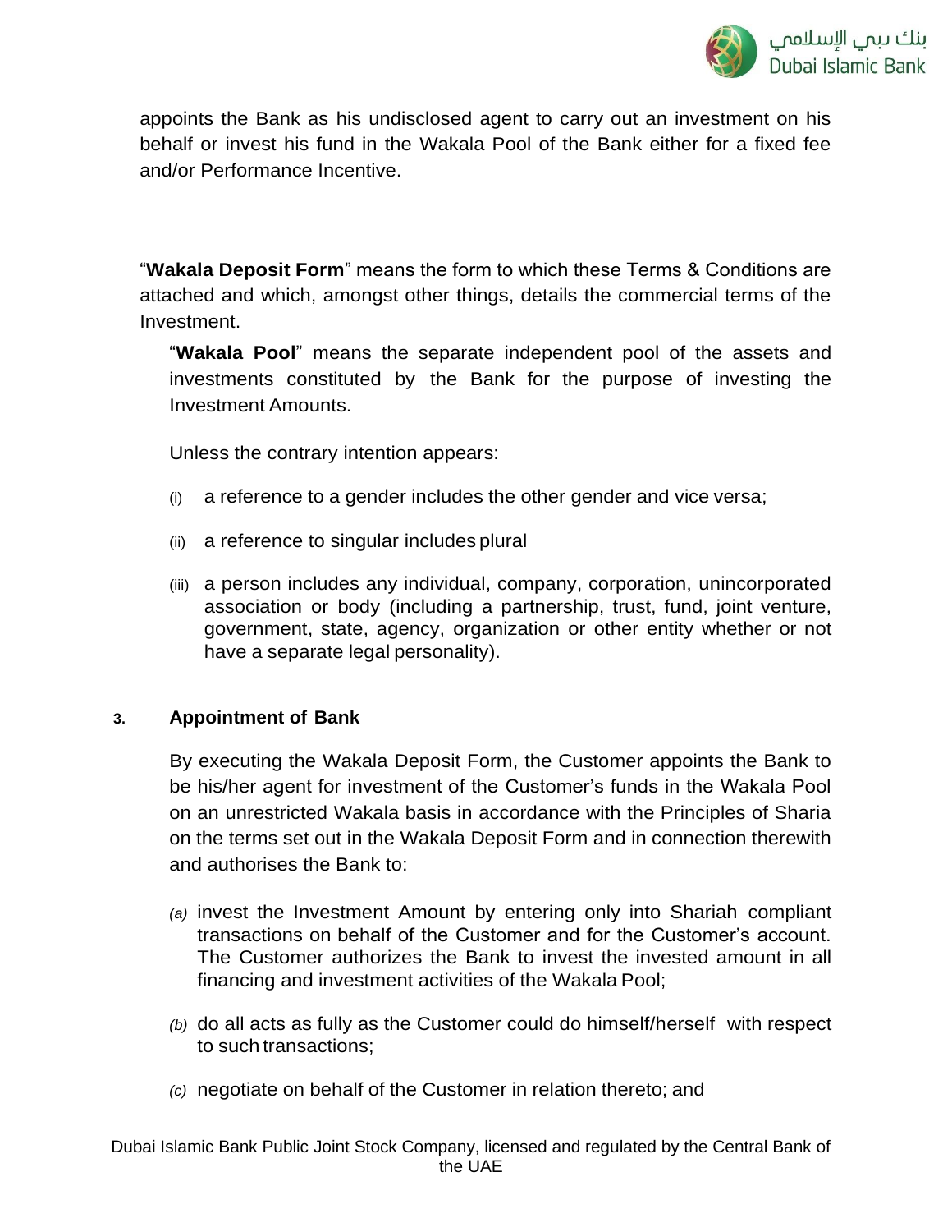appoints the Bank as his undisclosed agent to carry out an investment on his behalf or invest his fund in the Wakala Pool of the Bank either for a fixed fee and/or Performance Incentive.

"**Wakala Deposit Form**" means the form to which these Terms & Conditions are attached and which, amongst other things, details the commercial terms of the Investment.

"**Wakala Pool**" means the separate independent pool of the assets and investments constituted by the Bank for the purpose of investing the Investment Amounts.

Unless the contrary intention appears:

(i) a reference to a gender includes the other gender and vice versa;

(ii) a reference to singular includes plural

(iii) a person includes any individual, company, corporation, unincorporated association or body (including a partnership, trust, fund, joint venture, government, state, agency, organization or other entity whether or not have a separate legal personality).

### 3. Appointment of Bank

By executing the Wakala Deposit Form, the Customer appoints the Bank to be his/her agent for investment of the Customer's funds in the Wakala Pool on an unrestricted Wakala basis in accordance with the Principles of Sharia on the terms set out in the Wakala Deposit Form and in connection therewith and authorises the Bank to:

*(a)* invest the Investment Amount by entering only into Shariah compliant transactions on behalf of the Customer and for the Customer's account. The Customer authorizes the Bank to invest the invested amount in all financing and investment activities of the Wakala Pool;

*(b)* do all acts as fully as the Customer could do himself/herself with respect to such transactions;

*(c)* negotiate on behalf of the Customer in relation thereto; and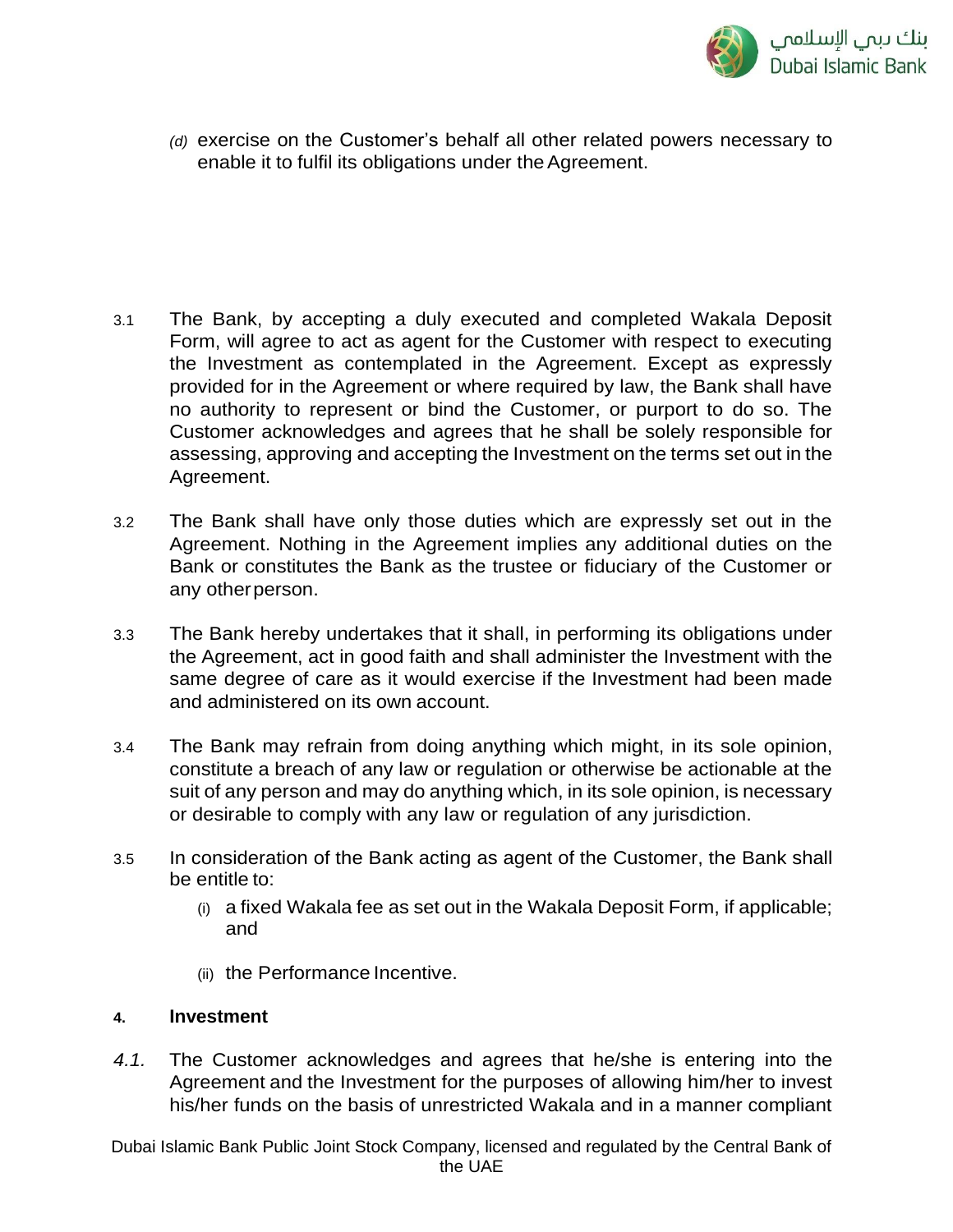(d) exercise on the Customer's behalf all other related powers necessary to enable it to fulfil its obligations under the Agreement.

3.1 The Bank, by accepting a duly executed and completed Wakala Deposit Form, will agree to act as agent for the Customer with respect to executing the Investment as contemplated in the Agreement. Except as expressly provided for in the Agreement or where required by law, the Bank shall have no authority to represent or bind the Customer, or purport to do so. The Customer acknowledges and agrees that he shall be solely responsible for assessing, approving and accepting the Investment on the terms set out in the Agreement.

3.2 The Bank shall have only those duties which are expressly set out in the Agreement. Nothing in the Agreement implies any additional duties on the Bank or constitutes the Bank as the trustee or fiduciary of the Customer or any other person.

3.3 The Bank hereby undertakes that it shall, in performing its obligations under the Agreement, act in good faith and shall administer the Investment with the same degree of care as it would exercise if the Investment had been made and administered on its own account.

3.4 The Bank may refrain from doing anything which might, in its sole opinion, constitute a breach of any law or regulation or otherwise be actionable at the suit of any person and may do anything which, in its sole opinion, is necessary or desirable to comply with any law or regulation of any jurisdiction.

3.5 In consideration of the Bank acting as agent of the Customer, the Bank shall be entitle to:

(i) a fixed Wakala fee as set out in the Wakala Deposit Form, if applicable; and

(ii) the Performance Incentive.

## 4. Investment

*4.1.* The Customer acknowledges and agrees that he/she is entering into the Agreement and the Investment for the purposes of allowing him/her to invest his/her funds on the basis of unrestricted Wakala and in a manner compliant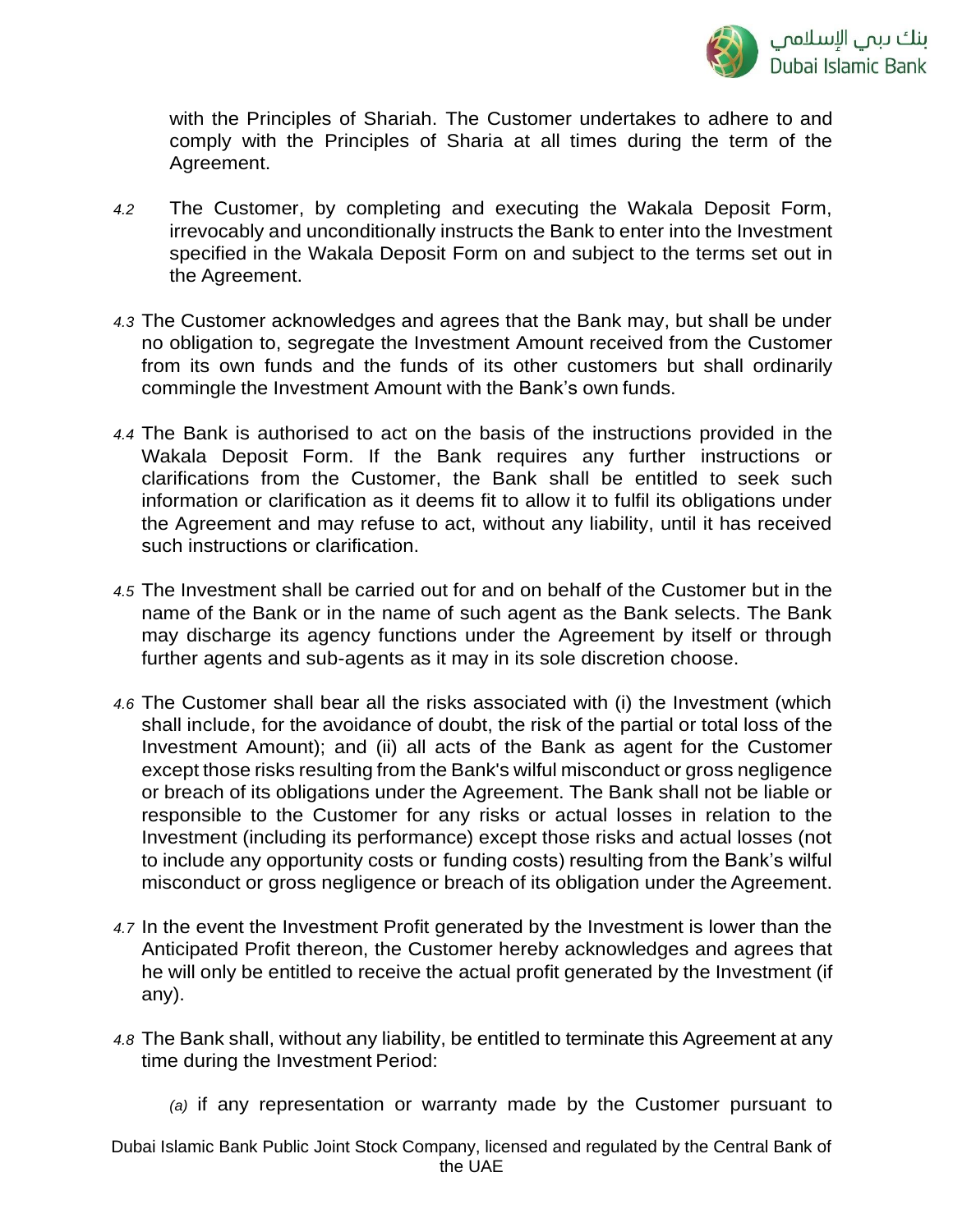with the Principles of Shariah. The Customer undertakes to adhere to and comply with the Principles of Sharia at all times during the term of the Agreement.

4.2 The Customer, by completing and executing the Wakala Deposit Form, irrevocably and unconditionally instructs the Bank to enter into the Investment specified in the Wakala Deposit Form on and subject to the terms set out in the Agreement.

4.3 The Customer acknowledges and agrees that the Bank may, but shall be under no obligation to, segregate the Investment Amount received from the Customer from its own funds and the funds of its other customers but shall ordinarily commingle the Investment Amount with the Bank's own funds.

4.4 The Bank is authorised to act on the basis of the instructions provided in the Wakala Deposit Form. If the Bank requires any further instructions or clarifications from the Customer, the Bank shall be entitled to seek such information or clarification as it deems fit to allow it to fulfil its obligations under the Agreement and may refuse to act, without any liability, until it has received such instructions or clarification.

4.5 The Investment shall be carried out for and on behalf of the Customer but in the name of the Bank or in the name of such agent as the Bank selects. The Bank may discharge its agency functions under the Agreement by itself or through further agents and sub-agents as it may in its sole discretion choose.

4.6 The Customer shall bear all the risks associated with (i) the Investment (which shall include, for the avoidance of doubt, the risk of the partial or total loss of the Investment Amount); and (ii) all acts of the Bank as agent for the Customer except those risks resulting from the Bank's wilful misconduct or gross negligence or breach of its obligations under the Agreement. The Bank shall not be liable or responsible to the Customer for any risks or actual losses in relation to the Investment (including its performance) except those risks and actual losses (not to include any opportunity costs or funding costs) resulting from the Bank's wilful misconduct or gross negligence or breach of its obligation under the Agreement.

4.7 In the event the Investment Profit generated by the Investment is lower than the Anticipated Profit thereon, the Customer hereby acknowledges and agrees that he will only be entitled to receive the actual profit generated by the Investment (if any).

4.8 The Bank shall, without any liability, be entitled to terminate this Agreement at any time during the Investment Period:

(a) if any representation or warranty made by the Customer pursuant to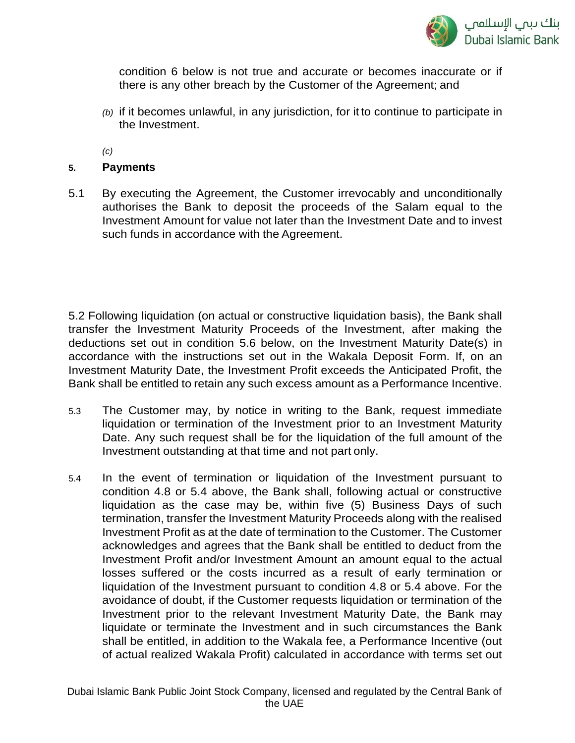condition 6 below is not true and accurate or becomes inaccurate or if there is any other breach by the Customer of the Agreement; and

*(b)* if it becomes unlawful, in any jurisdiction, for it to continue to participate in the Investment.

*(c)*

## 5. Payments

5.1 By executing the Agreement, the Customer irrevocably and unconditionally authorises the Bank to deposit the proceeds of the Salam equal to the Investment Amount for value not later than the Investment Date and to invest such funds in accordance with the Agreement.

5.2 Following liquidation (on actual or constructive liquidation basis), the Bank shall transfer the Investment Maturity Proceeds of the Investment, after making the deductions set out in condition 5.6 below, on the Investment Maturity Date(s) in accordance with the instructions set out in the Wakala Deposit Form. If, on an Investment Maturity Date, the Investment Profit exceeds the Anticipated Profit, the Bank shall be entitled to retain any such excess amount as a Performance Incentive.

5.3 The Customer may, by notice in writing to the Bank, request immediate liquidation or termination of the Investment prior to an Investment Maturity Date. Any such request shall be for the liquidation of the full amount of the Investment outstanding at that time and not part only.

5.4 In the event of termination or liquidation of the Investment pursuant to condition 4.8 or 5.4 above, the Bank shall, following actual or constructive liquidation as the case may be, within five (5) Business Days of such termination, transfer the Investment Maturity Proceeds along with the realised Investment Profit as at the date of termination to the Customer. The Customer acknowledges and agrees that the Bank shall be entitled to deduct from the Investment Profit and/or Investment Amount an amount equal to the actual losses suffered or the costs incurred as a result of early termination or liquidation of the Investment pursuant to condition 4.8 or 5.4 above. For the avoidance of doubt, if the Customer requests liquidation or termination of the Investment prior to the relevant Investment Maturity Date, the Bank may liquidate or terminate the Investment and in such circumstances the Bank shall be entitled, in addition to the Wakala fee, a Performance Incentive (out of actual realized Wakala Profit) calculated in accordance with terms set out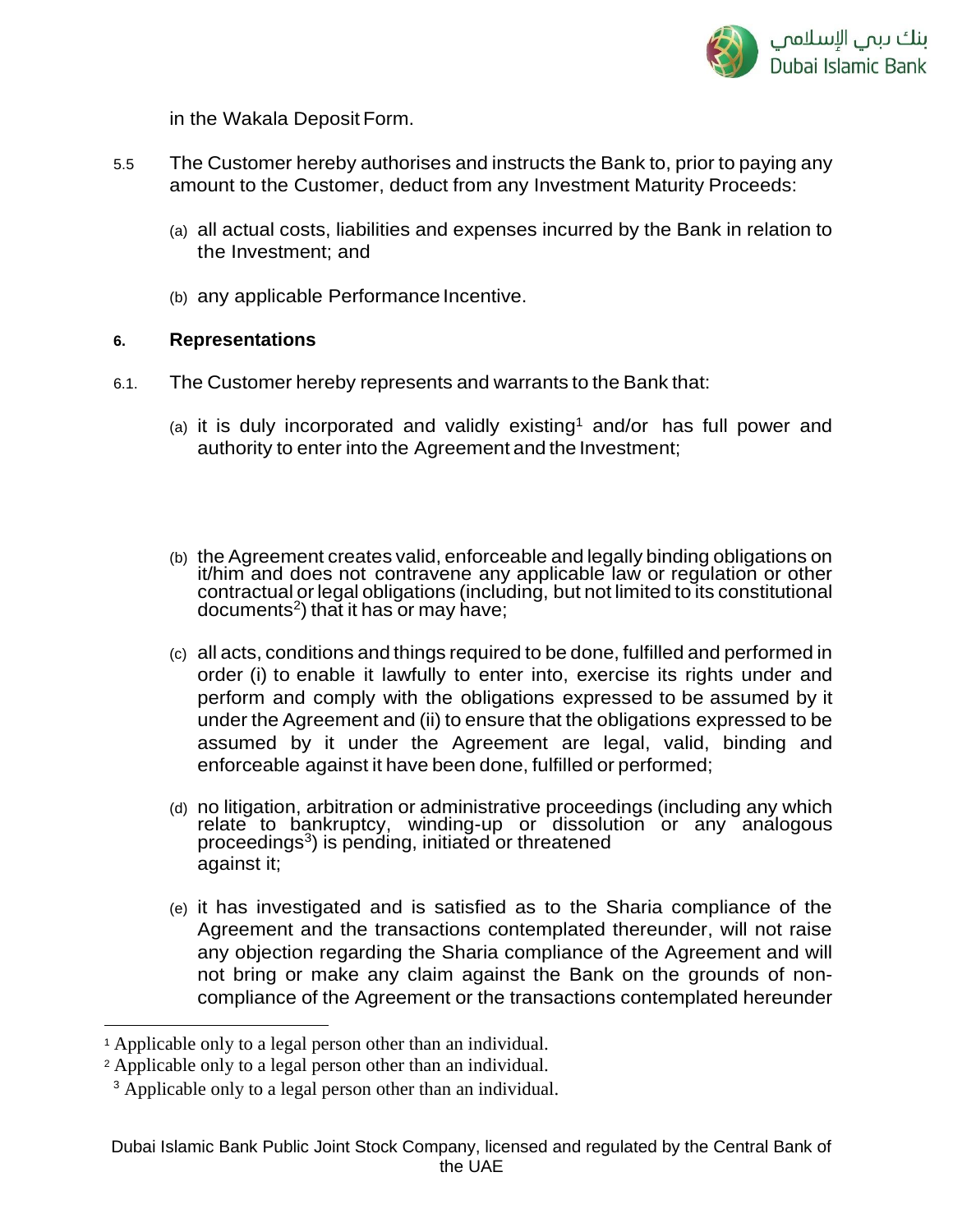in the Wakala Deposit Form.

5.5 The Customer hereby authorises and instructs the Bank to, prior to paying any amount to the Customer, deduct from any Investment Maturity Proceeds:

(a) all actual costs, liabilities and expenses incurred by the Bank in relation to the Investment; and

(b) any applicable Performance Incentive.

**6. Representations**

6.1. The Customer hereby represents and warrants to the Bank that:

(a) it is duly incorporated and validly existing[1] and/or has full power and authority to enter into the Agreement and the Investment;

(b) the Agreement creates valid, enforceable and legally binding obligations on it/him and does not contravene any applicable law or regulation or other contractual or legal obligations (including, but not limited to its constitutional documents[2]) that it has or may have;

(c) all acts, conditions and things required to be done, fulfilled and performed in order (i) to enable it lawfully to enter into, exercise its rights under and perform and comply with the obligations expressed to be assumed by it under the Agreement and (ii) to ensure that the obligations expressed to be assumed by it under the Agreement are legal, valid, binding and enforceable against it have been done, fulfilled or performed;

(d) no litigation, arbitration or administrative proceedings (including any which relate to bankruptcy, winding-up or dissolution or any analogous proceedings[3]) is pending, initiated or threatened against it;

(e) it has investigated and is satisfied as to the Sharia compliance of the Agreement and the transactions contemplated thereunder, will not raise any objection regarding the Sharia compliance of the Agreement and will not bring or make any claim against the Bank on the grounds of non-compliance of the Agreement or the transactions contemplated hereunder

---

[1] Applicable only to a legal person other than an individual.

[2] Applicable only to a legal person other than an individual.

[3] Applicable only to a legal person other than an individual.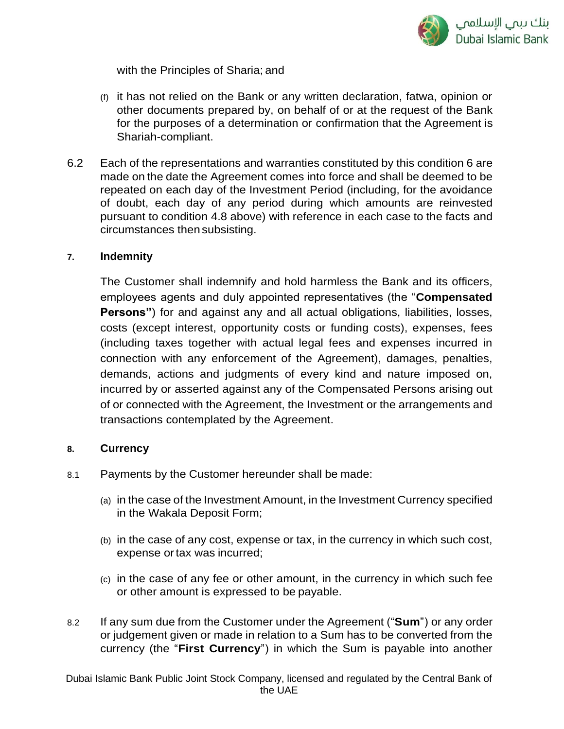with the Principles of Sharia; and

(f) it has not relied on the Bank or any written declaration, fatwa, opinion or other documents prepared by, on behalf of or at the request of the Bank for the purposes of a determination or confirmation that the Agreement is Shariah-compliant.

6.2 Each of the representations and warranties constituted by this condition 6 are made on the date the Agreement comes into force and shall be deemed to be repeated on each day of the Investment Period (including, for the avoidance of doubt, each day of any period during which amounts are reinvested pursuant to condition 4.8 above) with reference in each case to the facts and circumstances then subsisting.

## 7. Indemnity

The Customer shall indemnify and hold harmless the Bank and its officers, employees agents and duly appointed representatives (the "**Compensated Persons"**) for and against any and all actual obligations, liabilities, losses, costs (except interest, opportunity costs or funding costs), expenses, fees (including taxes together with actual legal fees and expenses incurred in connection with any enforcement of the Agreement), damages, penalties, demands, actions and judgments of every kind and nature imposed on, incurred by or asserted against any of the Compensated Persons arising out of or connected with the Agreement, the Investment or the arrangements and transactions contemplated by the Agreement.

## 8. Currency

8.1 Payments by the Customer hereunder shall be made:

(a) in the case of the Investment Amount, in the Investment Currency specified in the Wakala Deposit Form;

(b) in the case of any cost, expense or tax, in the currency in which such cost, expense or tax was incurred;

(c) in the case of any fee or other amount, in the currency in which such fee or other amount is expressed to be payable.

8.2 If any sum due from the Customer under the Agreement ("**Sum**") or any order or judgement given or made in relation to a Sum has to be converted from the currency (the "**First Currency**") in which the Sum is payable into another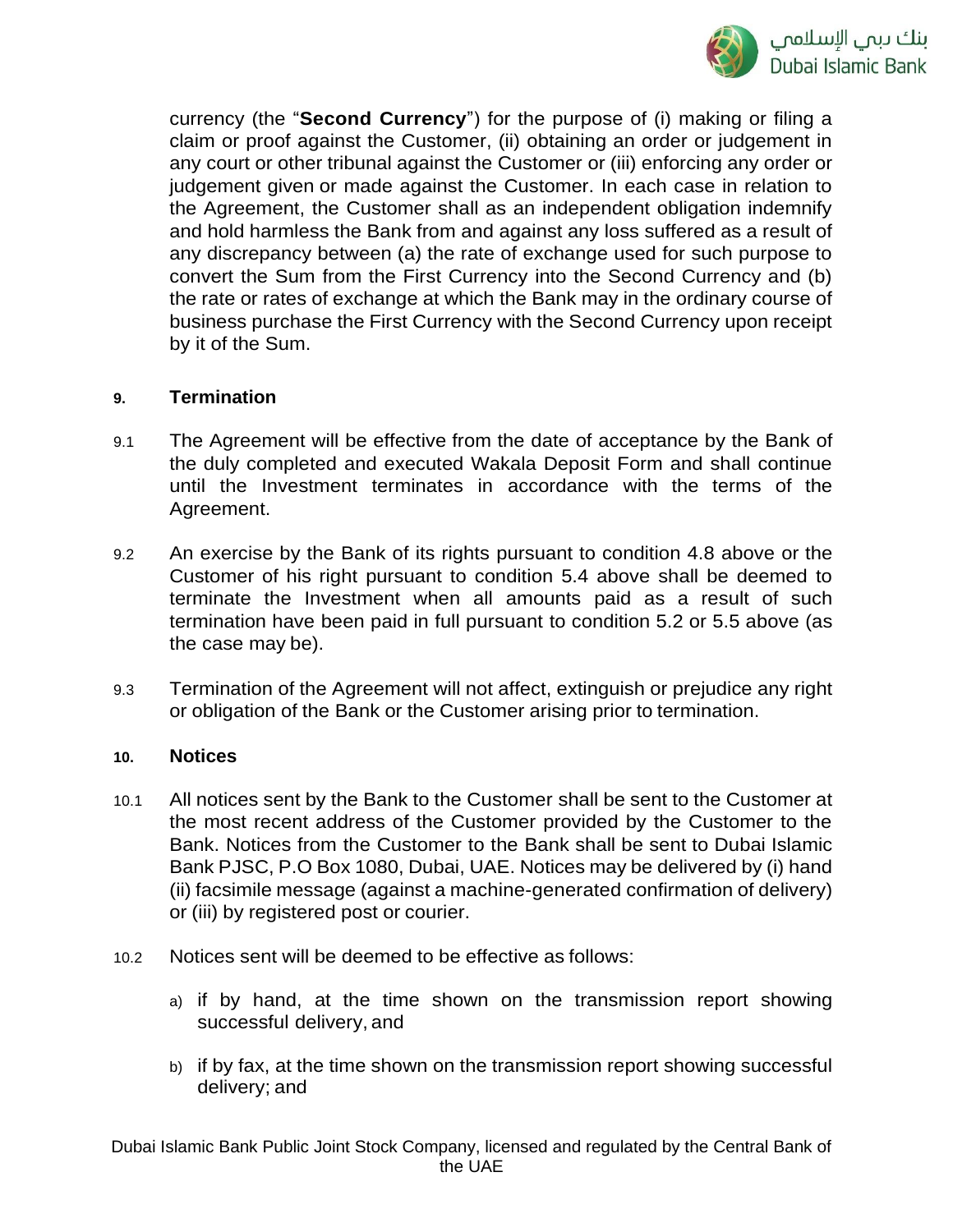currency (the "**Second Currency**") for the purpose of (i) making or filing a claim or proof against the Customer, (ii) obtaining an order or judgement in any court or other tribunal against the Customer or (iii) enforcing any order or judgement given or made against the Customer. In each case in relation to the Agreement, the Customer shall as an independent obligation indemnify and hold harmless the Bank from and against any loss suffered as a result of any discrepancy between (a) the rate of exchange used for such purpose to convert the Sum from the First Currency into the Second Currency and (b) the rate or rates of exchange at which the Bank may in the ordinary course of business purchase the First Currency with the Second Currency upon receipt by it of the Sum.

## 9. Termination

9.1 The Agreement will be effective from the date of acceptance by the Bank of the duly completed and executed Wakala Deposit Form and shall continue until the Investment terminates in accordance with the terms of the Agreement.

9.2 An exercise by the Bank of its rights pursuant to condition 4.8 above or the Customer of his right pursuant to condition 5.4 above shall be deemed to terminate the Investment when all amounts paid as a result of such termination have been paid in full pursuant to condition 5.2 or 5.5 above (as the case may be).

9.3 Termination of the Agreement will not affect, extinguish or prejudice any right or obligation of the Bank or the Customer arising prior to termination.

## 10. Notices

10.1 All notices sent by the Bank to the Customer shall be sent to the Customer at the most recent address of the Customer provided by the Customer to the Bank. Notices from the Customer to the Bank shall be sent to Dubai Islamic Bank PJSC, P.O Box 1080, Dubai, UAE. Notices may be delivered by (i) hand (ii) facsimile message (against a machine-generated confirmation of delivery) or (iii) by registered post or courier.

10.2 Notices sent will be deemed to be effective as follows:

a) if by hand, at the time shown on the transmission report showing successful delivery, and

b) if by fax, at the time shown on the transmission report showing successful delivery; and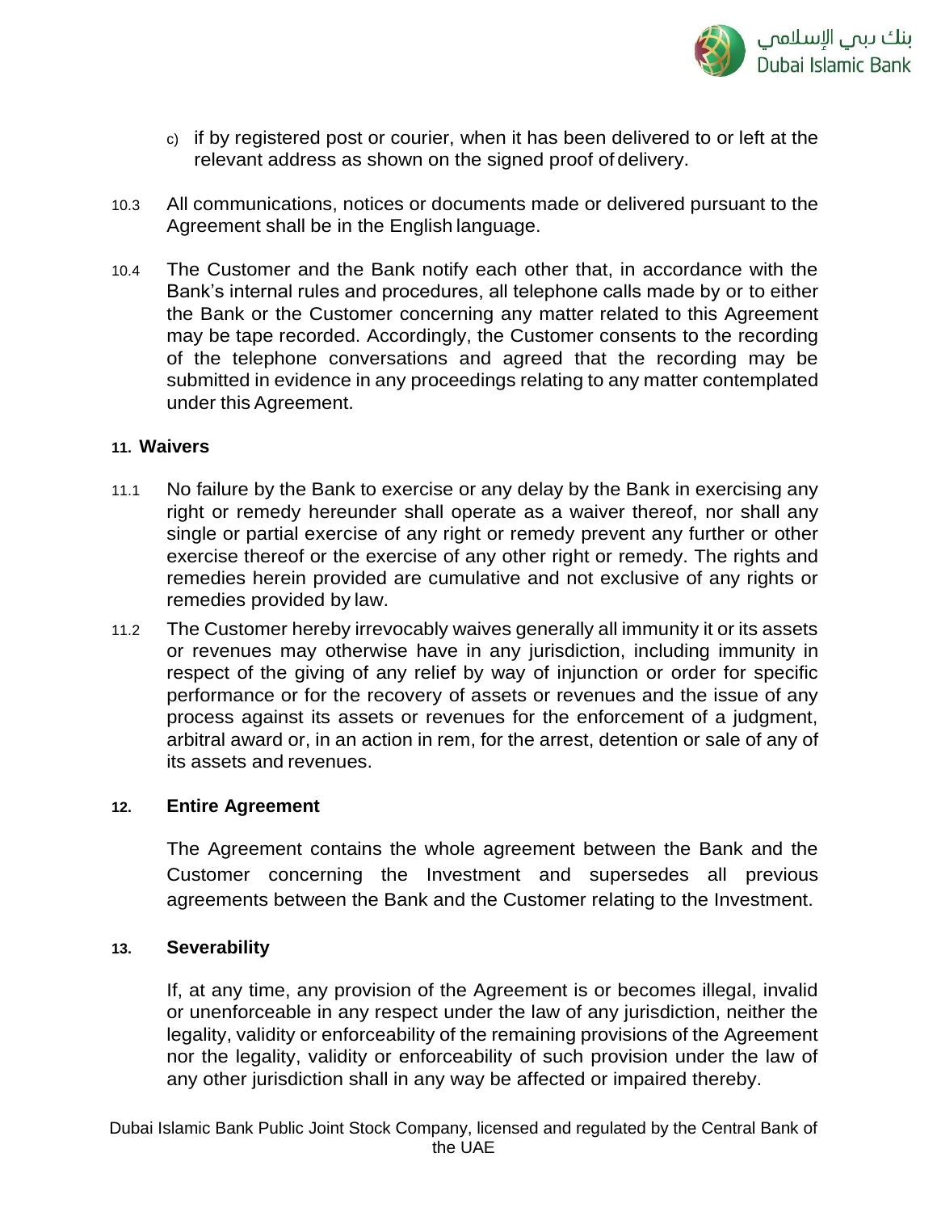c) if by registered post or courier, when it has been delivered to or left at the relevant address as shown on the signed proof of delivery.

10.3 All communications, notices or documents made or delivered pursuant to the Agreement shall be in the English language.

10.4 The Customer and the Bank notify each other that, in accordance with the Bank's internal rules and procedures, all telephone calls made by or to either the Bank or the Customer concerning any matter related to this Agreement may be tape recorded. Accordingly, the Customer consents to the recording of the telephone conversations and agreed that the recording may be submitted in evidence in any proceedings relating to any matter contemplated under this Agreement.

## 11. Waivers

11.1 No failure by the Bank to exercise or any delay by the Bank in exercising any right or remedy hereunder shall operate as a waiver thereof, nor shall any single or partial exercise of any right or remedy prevent any further or other exercise thereof or the exercise of any other right or remedy. The rights and remedies herein provided are cumulative and not exclusive of any rights or remedies provided by law.

11.2 The Customer hereby irrevocably waives generally all immunity it or its assets or revenues may otherwise have in any jurisdiction, including immunity in respect of the giving of any relief by way of injunction or order for specific performance or for the recovery of assets or revenues and the issue of any process against its assets or revenues for the enforcement of a judgment, arbitral award or, in an action in rem, for the arrest, detention or sale of any of its assets and revenues.

## 12. Entire Agreement

The Agreement contains the whole agreement between the Bank and the Customer concerning the Investment and supersedes all previous agreements between the Bank and the Customer relating to the Investment.

## 13. Severability

If, at any time, any provision of the Agreement is or becomes illegal, invalid or unenforceable in any respect under the law of any jurisdiction, neither the legality, validity or enforceability of the remaining provisions of the Agreement nor the legality, validity or enforceability of such provision under the law of any other jurisdiction shall in any way be affected or impaired thereby.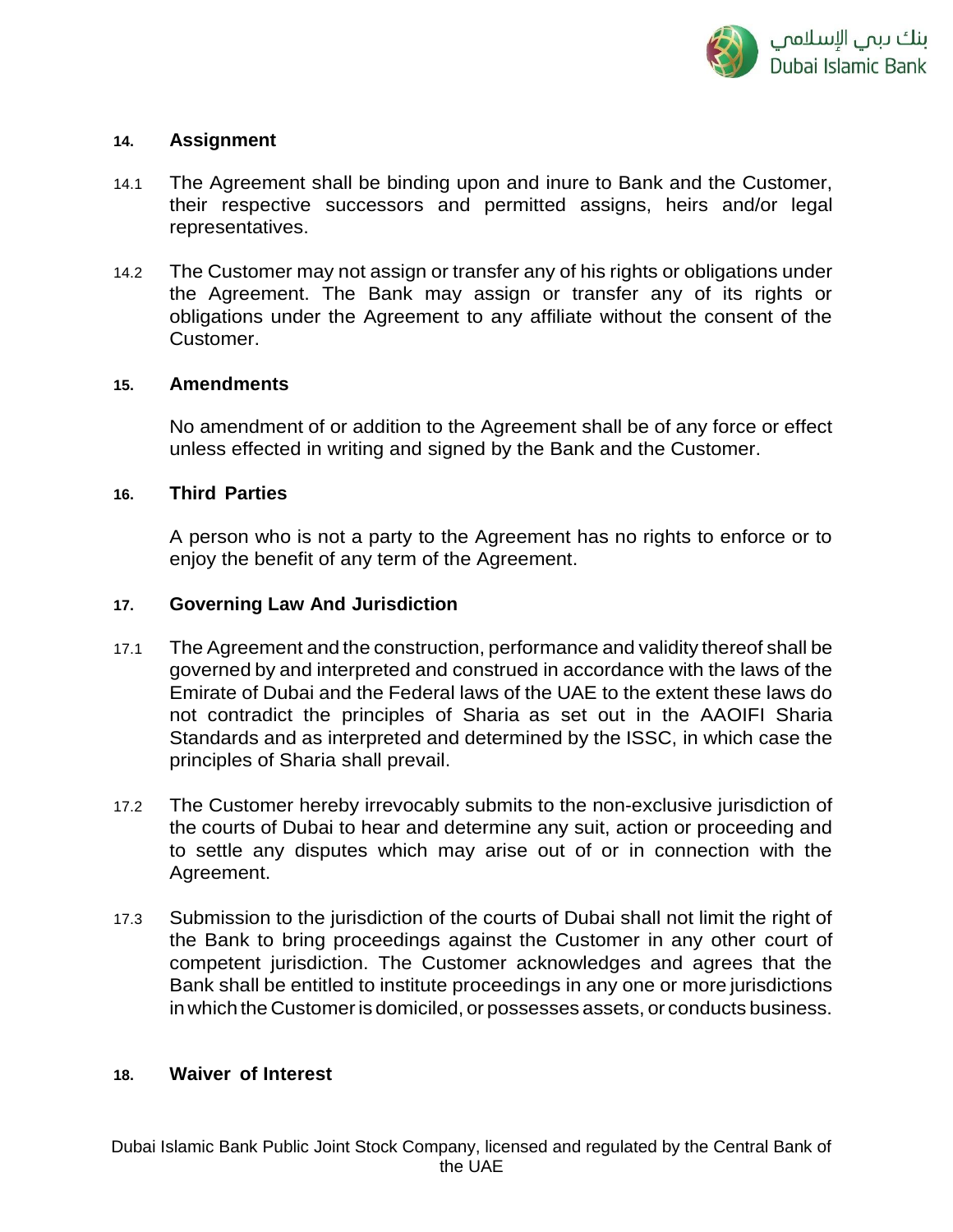## 14. Assignment

14.1 The Agreement shall be binding upon and inure to Bank and the Customer, their respective successors and permitted assigns, heirs and/or legal representatives.

14.2 The Customer may not assign or transfer any of his rights or obligations under the Agreement. The Bank may assign or transfer any of its rights or obligations under the Agreement to any affiliate without the consent of the Customer.

## 15. Amendments

No amendment of or addition to the Agreement shall be of any force or effect unless effected in writing and signed by the Bank and the Customer.

## 16. Third Parties

A person who is not a party to the Agreement has no rights to enforce or to enjoy the benefit of any term of the Agreement.

## 17. Governing Law And Jurisdiction

17.1 The Agreement and the construction, performance and validity thereof shall be governed by and interpreted and construed in accordance with the laws of the Emirate of Dubai and the Federal laws of the UAE to the extent these laws do not contradict the principles of Sharia as set out in the AAOIFI Sharia Standards and as interpreted and determined by the ISSC, in which case the principles of Sharia shall prevail.

17.2 The Customer hereby irrevocably submits to the non-exclusive jurisdiction of the courts of Dubai to hear and determine any suit, action or proceeding and to settle any disputes which may arise out of or in connection with the Agreement.

17.3 Submission to the jurisdiction of the courts of Dubai shall not limit the right of the Bank to bring proceedings against the Customer in any other court of competent jurisdiction. The Customer acknowledges and agrees that the Bank shall be entitled to institute proceedings in any one or more jurisdictions in which the Customer is domiciled, or possesses assets, or conducts business.

## 18. Waiver of Interest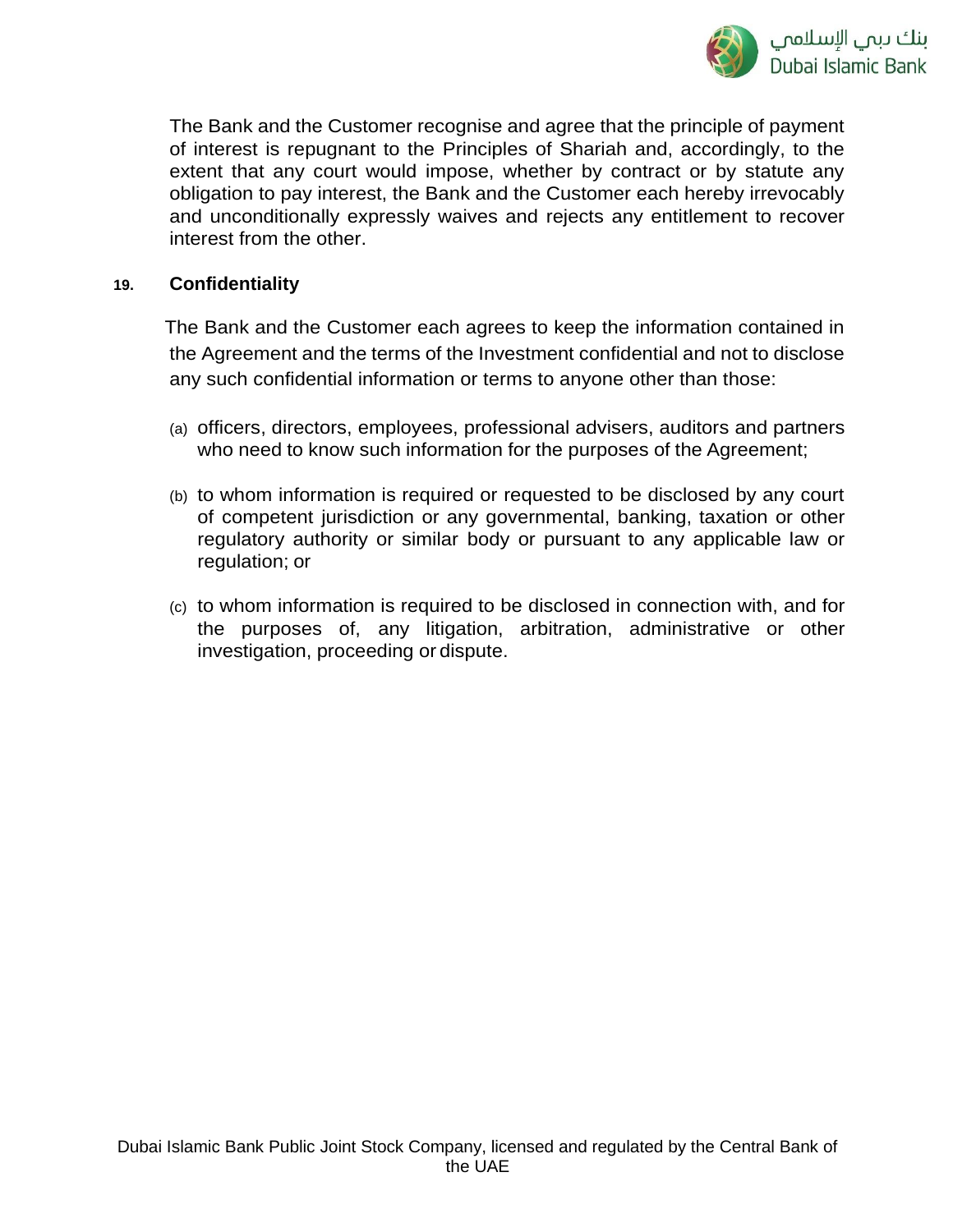The Bank and the Customer recognise and agree that the principle of payment of interest is repugnant to the Principles of Shariah and, accordingly, to the extent that any court would impose, whether by contract or by statute any obligation to pay interest, the Bank and the Customer each hereby irrevocably and unconditionally expressly waives and rejects any entitlement to recover interest from the other.

## 19. Confidentiality

The Bank and the Customer each agrees to keep the information contained in the Agreement and the terms of the Investment confidential and not to disclose any such confidential information or terms to anyone other than those:

(a) officers, directors, employees, professional advisers, auditors and partners who need to know such information for the purposes of the Agreement;

(b) to whom information is required or requested to be disclosed by any court of competent jurisdiction or any governmental, banking, taxation or other regulatory authority or similar body or pursuant to any applicable law or regulation; or

(c) to whom information is required to be disclosed in connection with, and for the purposes of, any litigation, arbitration, administrative or other investigation, proceeding or dispute.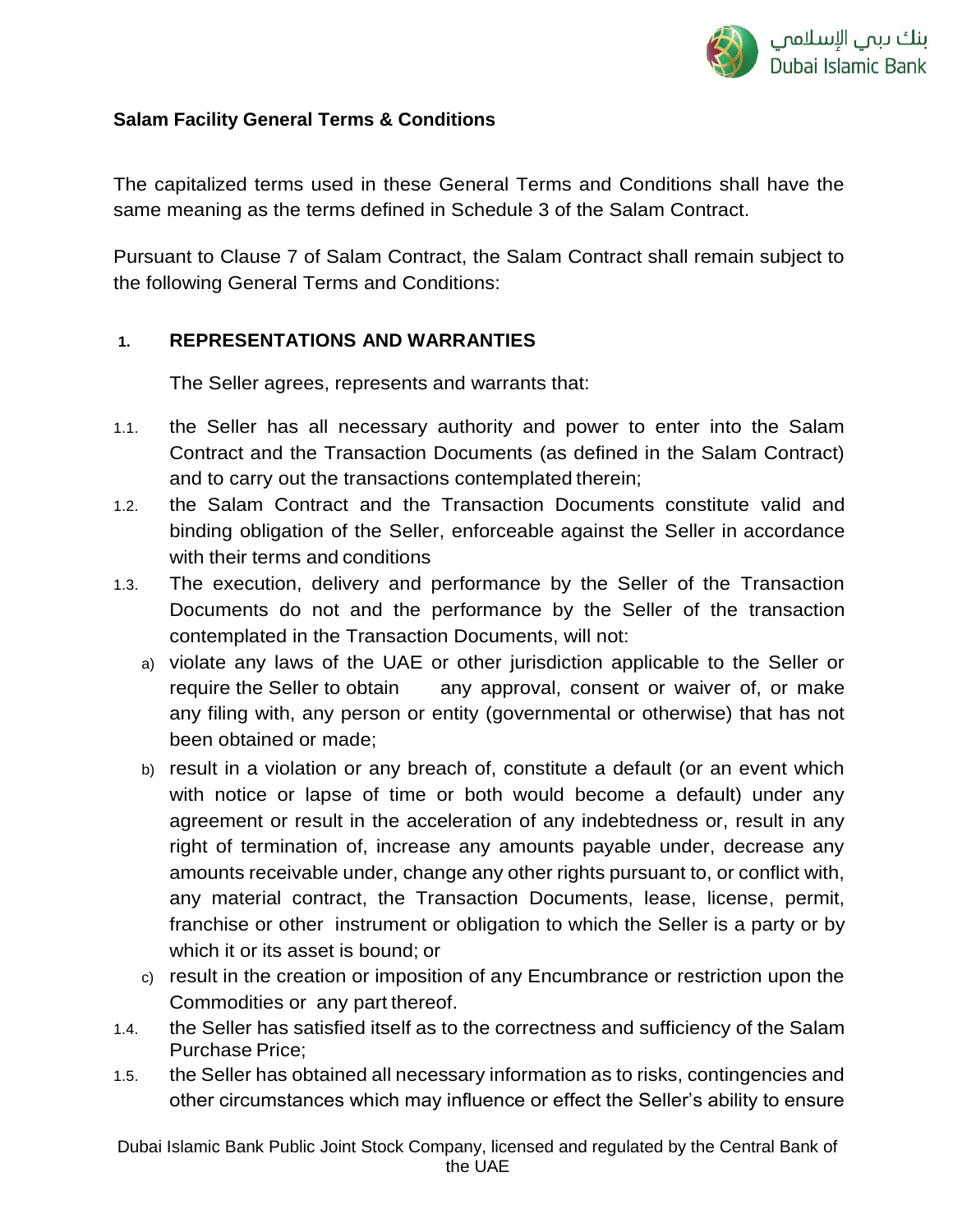**Salam Facility General Terms & Conditions**

The capitalized terms used in these General Terms and Conditions shall have the same meaning as the terms defined in Schedule 3 of the Salam Contract.

Pursuant to Clause 7 of Salam Contract, the Salam Contract shall remain subject to the following General Terms and Conditions:

## 1. REPRESENTATIONS AND WARRANTIES

The Seller agrees, represents and warrants that:

1.1. the Seller has all necessary authority and power to enter into the Salam Contract and the Transaction Documents (as defined in the Salam Contract) and to carry out the transactions contemplated therein;

1.2. the Salam Contract and the Transaction Documents constitute valid and binding obligation of the Seller, enforceable against the Seller in accordance with their terms and conditions

1.3. The execution, delivery and performance by the Seller of the Transaction Documents do not and the performance by the Seller of the transaction contemplated in the Transaction Documents, will not:

a) violate any laws of the UAE or other jurisdiction applicable to the Seller or require the Seller to obtain any approval, consent or waiver of, or make any filing with, any person or entity (governmental or otherwise) that has not been obtained or made;

b) result in a violation or any breach of, constitute a default (or an event which with notice or lapse of time or both would become a default) under any agreement or result in the acceleration of any indebtedness or, result in any right of termination of, increase any amounts payable under, decrease any amounts receivable under, change any other rights pursuant to, or conflict with, any material contract, the Transaction Documents, lease, license, permit, franchise or other instrument or obligation to which the Seller is a party or by which it or its asset is bound; or

c) result in the creation or imposition of any Encumbrance or restriction upon the Commodities or any part thereof.

1.4. the Seller has satisfied itself as to the correctness and sufficiency of the Salam Purchase Price;

1.5. the Seller has obtained all necessary information as to risks, contingencies and other circumstances which may influence or effect the Seller's ability to ensure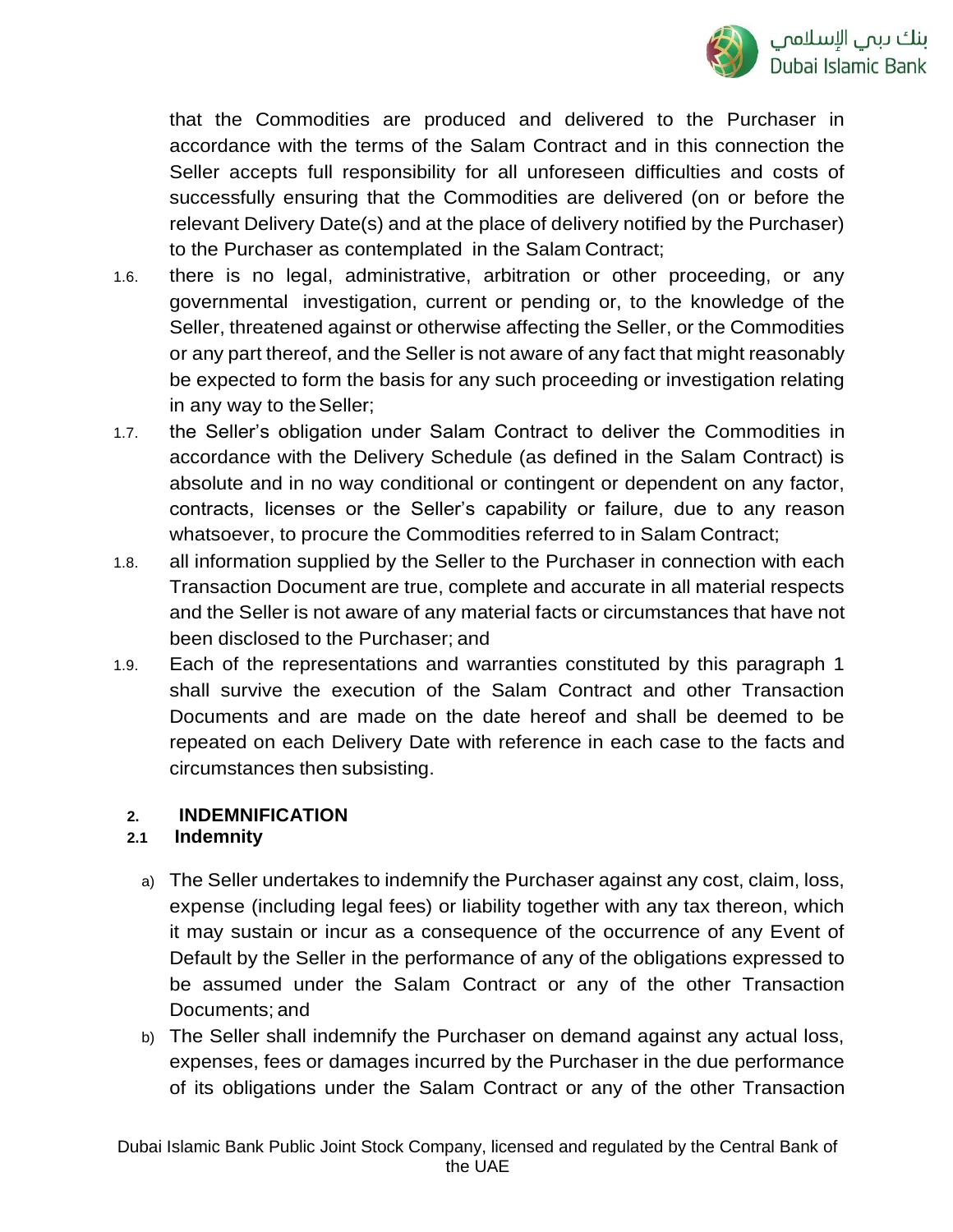that the Commodities are produced and delivered to the Purchaser in accordance with the terms of the Salam Contract and in this connection the Seller accepts full responsibility for all unforeseen difficulties and costs of successfully ensuring that the Commodities are delivered (on or before the relevant Delivery Date(s) and at the place of delivery notified by the Purchaser) to the Purchaser as contemplated in the Salam Contract;

1.6. there is no legal, administrative, arbitration or other proceeding, or any governmental investigation, current or pending or, to the knowledge of the Seller, threatened against or otherwise affecting the Seller, or the Commodities or any part thereof, and the Seller is not aware of any fact that might reasonably be expected to form the basis for any such proceeding or investigation relating in any way to the Seller;

1.7. the Seller's obligation under Salam Contract to deliver the Commodities in accordance with the Delivery Schedule (as defined in the Salam Contract) is absolute and in no way conditional or contingent or dependent on any factor, contracts, licenses or the Seller's capability or failure, due to any reason whatsoever, to procure the Commodities referred to in Salam Contract;

1.8. all information supplied by the Seller to the Purchaser in connection with each Transaction Document are true, complete and accurate in all material respects and the Seller is not aware of any material facts or circumstances that have not been disclosed to the Purchaser; and

1.9. Each of the representations and warranties constituted by this paragraph 1 shall survive the execution of the Salam Contract and other Transaction Documents and are made on the date hereof and shall be deemed to be repeated on each Delivery Date with reference in each case to the facts and circumstances then subsisting.

## 2. INDEMNIFICATION

### 2.1 Indemnity

a) The Seller undertakes to indemnify the Purchaser against any cost, claim, loss, expense (including legal fees) or liability together with any tax thereon, which it may sustain or incur as a consequence of the occurrence of any Event of Default by the Seller in the performance of any of the obligations expressed to be assumed under the Salam Contract or any of the other Transaction Documents; and

b) The Seller shall indemnify the Purchaser on demand against any actual loss, expenses, fees or damages incurred by the Purchaser in the due performance of its obligations under the Salam Contract or any of the other Transaction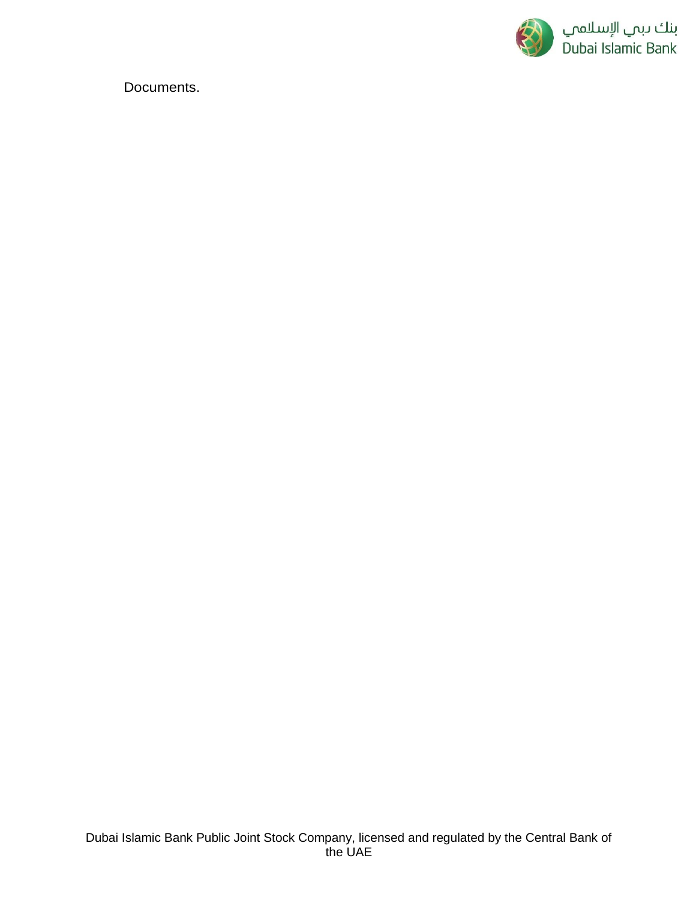Documents.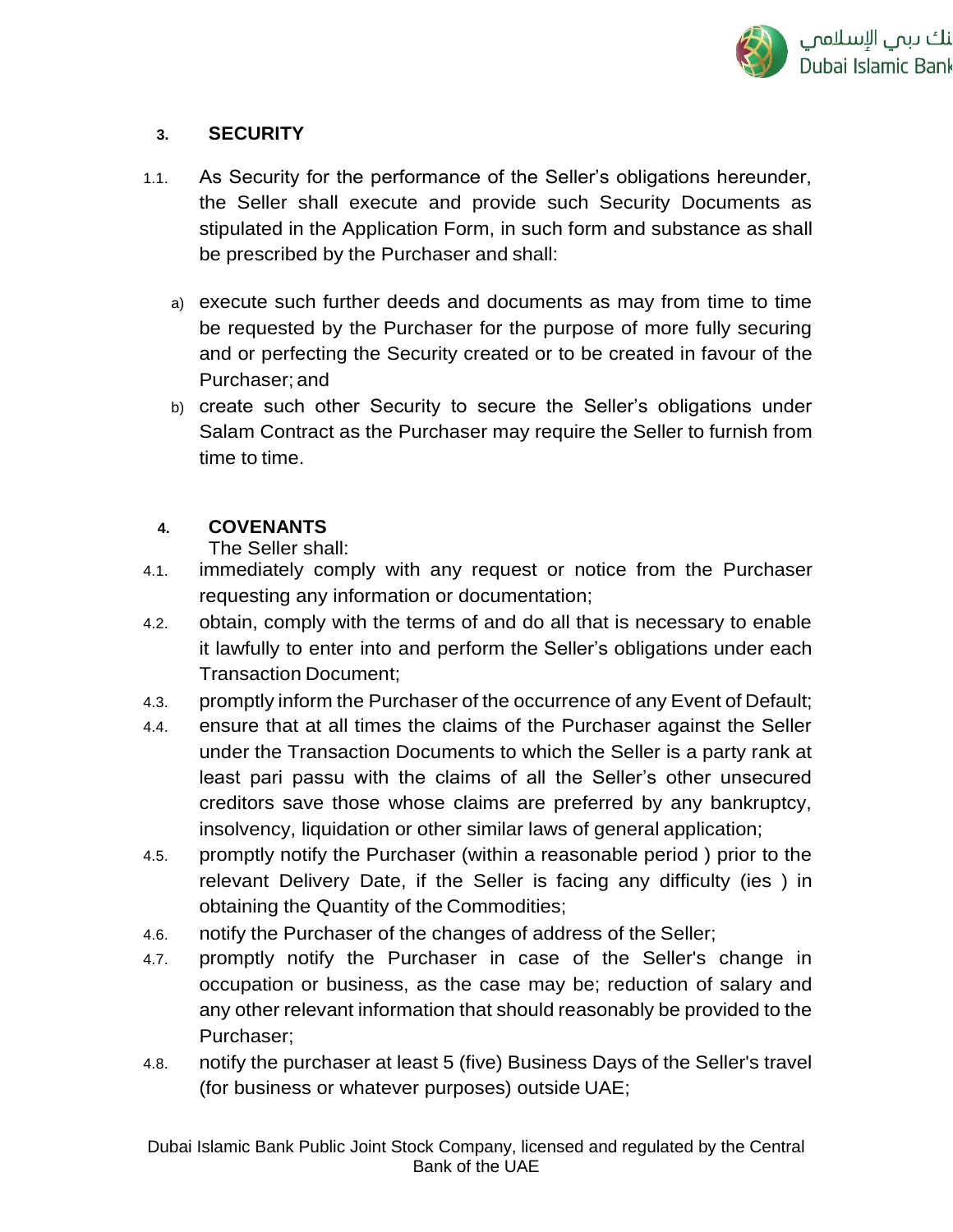## 3. SECURITY

1.1. As Security for the performance of the Seller's obligations hereunder, the Seller shall execute and provide such Security Documents as stipulated in the Application Form, in such form and substance as shall be prescribed by the Purchaser and shall:

a) execute such further deeds and documents as may from time to time be requested by the Purchaser for the purpose of more fully securing and or perfecting the Security created or to be created in favour of the Purchaser; and

b) create such other Security to secure the Seller's obligations under Salam Contract as the Purchaser may require the Seller to furnish from time to time.

## 4. COVENANTS

The Seller shall:

4.1. immediately comply with any request or notice from the Purchaser requesting any information or documentation;

4.2. obtain, comply with the terms of and do all that is necessary to enable it lawfully to enter into and perform the Seller's obligations under each Transaction Document;

4.3. promptly inform the Purchaser of the occurrence of any Event of Default;

4.4. ensure that at all times the claims of the Purchaser against the Seller under the Transaction Documents to which the Seller is a party rank at least pari passu with the claims of all the Seller's other unsecured creditors save those whose claims are preferred by any bankruptcy, insolvency, liquidation or other similar laws of general application;

4.5. promptly notify the Purchaser (within a reasonable period ) prior to the relevant Delivery Date, if the Seller is facing any difficulty (ies ) in obtaining the Quantity of the Commodities;

4.6. notify the Purchaser of the changes of address of the Seller;

4.7. promptly notify the Purchaser in case of the Seller's change in occupation or business, as the case may be; reduction of salary and any other relevant information that should reasonably be provided to the Purchaser;

4.8. notify the purchaser at least 5 (five) Business Days of the Seller's travel (for business or whatever purposes) outside UAE;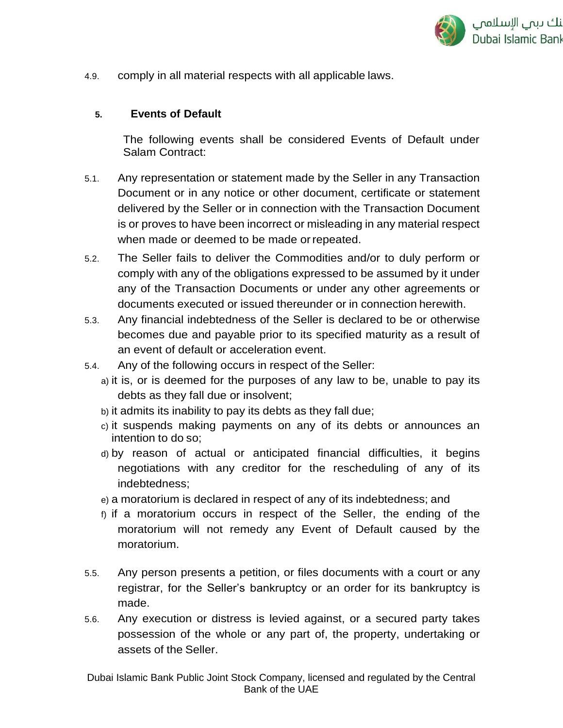4.9. comply in all material respects with all applicable laws.

## 5. Events of Default

The following events shall be considered Events of Default under Salam Contract:

5.1. Any representation or statement made by the Seller in any Transaction Document or in any notice or other document, certificate or statement delivered by the Seller or in connection with the Transaction Document is or proves to have been incorrect or misleading in any material respect when made or deemed to be made or repeated.

5.2. The Seller fails to deliver the Commodities and/or to duly perform or comply with any of the obligations expressed to be assumed by it under any of the Transaction Documents or under any other agreements or documents executed or issued thereunder or in connection herewith.

5.3. Any financial indebtedness of the Seller is declared to be or otherwise becomes due and payable prior to its specified maturity as a result of an event of default or acceleration event.

5.4. Any of the following occurs in respect of the Seller:

a) it is, or is deemed for the purposes of any law to be, unable to pay its debts as they fall due or insolvent;

b) it admits its inability to pay its debts as they fall due;

c) it suspends making payments on any of its debts or announces an intention to do so;

d) by reason of actual or anticipated financial difficulties, it begins negotiations with any creditor for the rescheduling of any of its indebtedness;

e) a moratorium is declared in respect of any of its indebtedness; and

f) if a moratorium occurs in respect of the Seller, the ending of the moratorium will not remedy any Event of Default caused by the moratorium.

5.5. Any person presents a petition, or files documents with a court or any registrar, for the Seller's bankruptcy or an order for its bankruptcy is made.

5.6. Any execution or distress is levied against, or a secured party takes possession of the whole or any part of, the property, undertaking or assets of the Seller.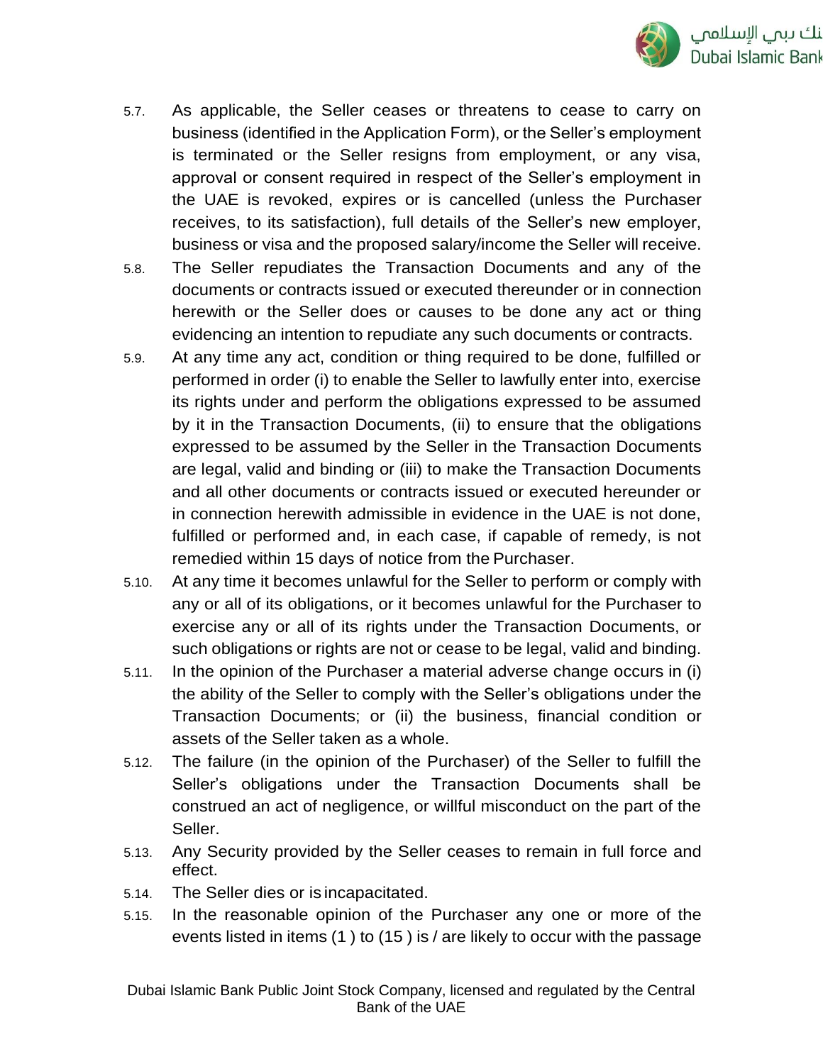5.7. As applicable, the Seller ceases or threatens to cease to carry on business (identified in the Application Form), or the Seller's employment is terminated or the Seller resigns from employment, or any visa, approval or consent required in respect of the Seller's employment in the UAE is revoked, expires or is cancelled (unless the Purchaser receives, to its satisfaction), full details of the Seller's new employer, business or visa and the proposed salary/income the Seller will receive.

5.8. The Seller repudiates the Transaction Documents and any of the documents or contracts issued or executed thereunder or in connection herewith or the Seller does or causes to be done any act or thing evidencing an intention to repudiate any such documents or contracts.

5.9. At any time any act, condition or thing required to be done, fulfilled or performed in order (i) to enable the Seller to lawfully enter into, exercise its rights under and perform the obligations expressed to be assumed by it in the Transaction Documents, (ii) to ensure that the obligations expressed to be assumed by the Seller in the Transaction Documents are legal, valid and binding or (iii) to make the Transaction Documents and all other documents or contracts issued or executed hereunder or in connection herewith admissible in evidence in the UAE is not done, fulfilled or performed and, in each case, if capable of remedy, is not remedied within 15 days of notice from the Purchaser.

5.10. At any time it becomes unlawful for the Seller to perform or comply with any or all of its obligations, or it becomes unlawful for the Purchaser to exercise any or all of its rights under the Transaction Documents, or such obligations or rights are not or cease to be legal, valid and binding.

5.11. In the opinion of the Purchaser a material adverse change occurs in (i) the ability of the Seller to comply with the Seller's obligations under the Transaction Documents; or (ii) the business, financial condition or assets of the Seller taken as a whole.

5.12. The failure (in the opinion of the Purchaser) of the Seller to fulfill the Seller's obligations under the Transaction Documents shall be construed an act of negligence, or willful misconduct on the part of the Seller.

5.13. Any Security provided by the Seller ceases to remain in full force and effect.

5.14. The Seller dies or is incapacitated.

5.15. In the reasonable opinion of the Purchaser any one or more of the events listed in items (1 ) to (15 ) is / are likely to occur with the passage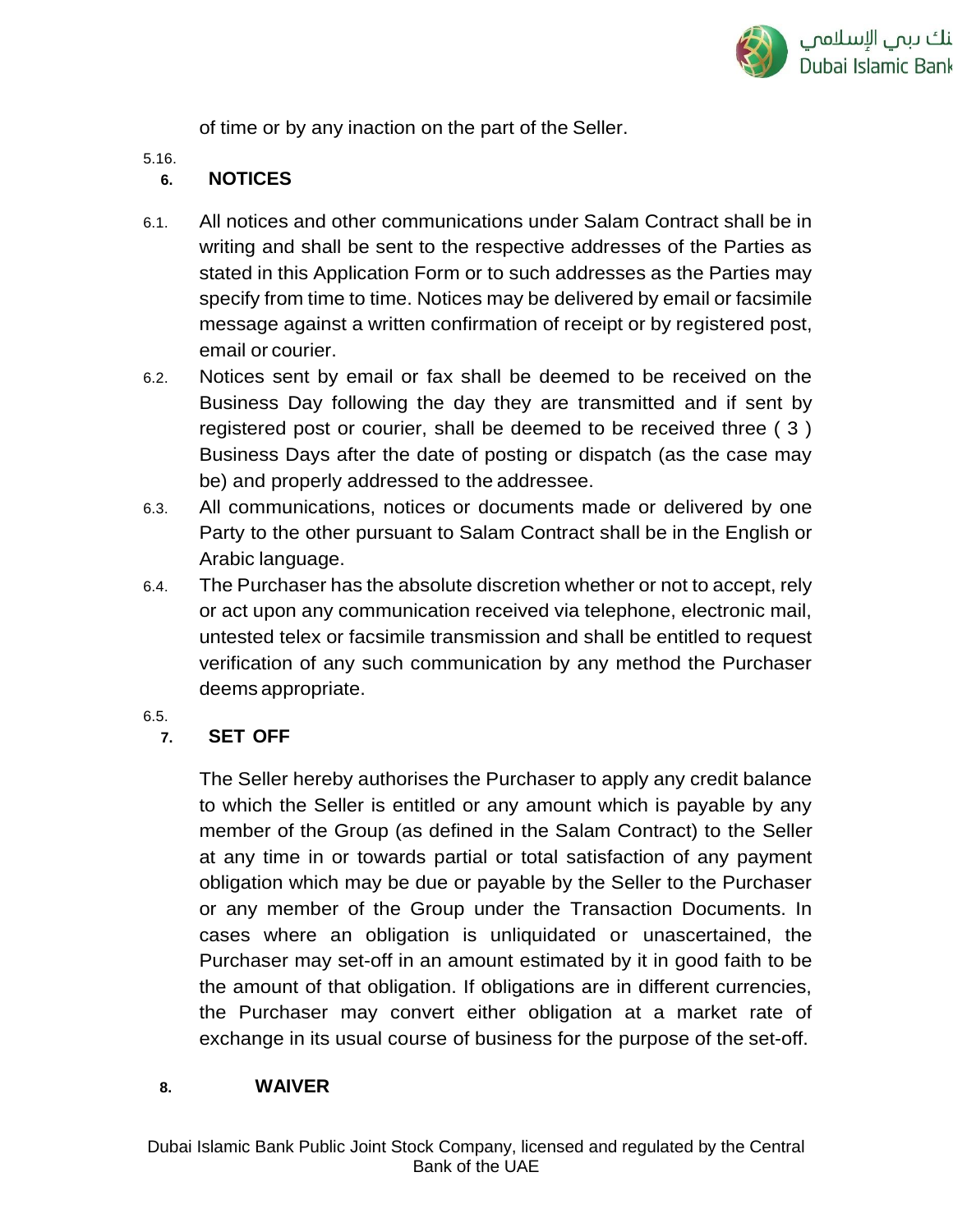of time or by any inaction on the part of the Seller.

5.16.

## 6. NOTICES

6.1. All notices and other communications under Salam Contract shall be in writing and shall be sent to the respective addresses of the Parties as stated in this Application Form or to such addresses as the Parties may specify from time to time. Notices may be delivered by email or facsimile message against a written confirmation of receipt or by registered post, email or courier.

6.2. Notices sent by email or fax shall be deemed to be received on the Business Day following the day they are transmitted and if sent by registered post or courier, shall be deemed to be received three ( 3 ) Business Days after the date of posting or dispatch (as the case may be) and properly addressed to the addressee.

6.3. All communications, notices or documents made or delivered by one Party to the other pursuant to Salam Contract shall be in the English or Arabic language.

6.4. The Purchaser has the absolute discretion whether or not to accept, rely or act upon any communication received via telephone, electronic mail, untested telex or facsimile transmission and shall be entitled to request verification of any such communication by any method the Purchaser deems appropriate.

6.5.

## 7. SET OFF

The Seller hereby authorises the Purchaser to apply any credit balance to which the Seller is entitled or any amount which is payable by any member of the Group (as defined in the Salam Contract) to the Seller at any time in or towards partial or total satisfaction of any payment obligation which may be due or payable by the Seller to the Purchaser or any member of the Group under the Transaction Documents. In cases where an obligation is unliquidated or unascertained, the Purchaser may set-off in an amount estimated by it in good faith to be the amount of that obligation. If obligations are in different currencies, the Purchaser may convert either obligation at a market rate of exchange in its usual course of business for the purpose of the set-off.

## 8. WAIVER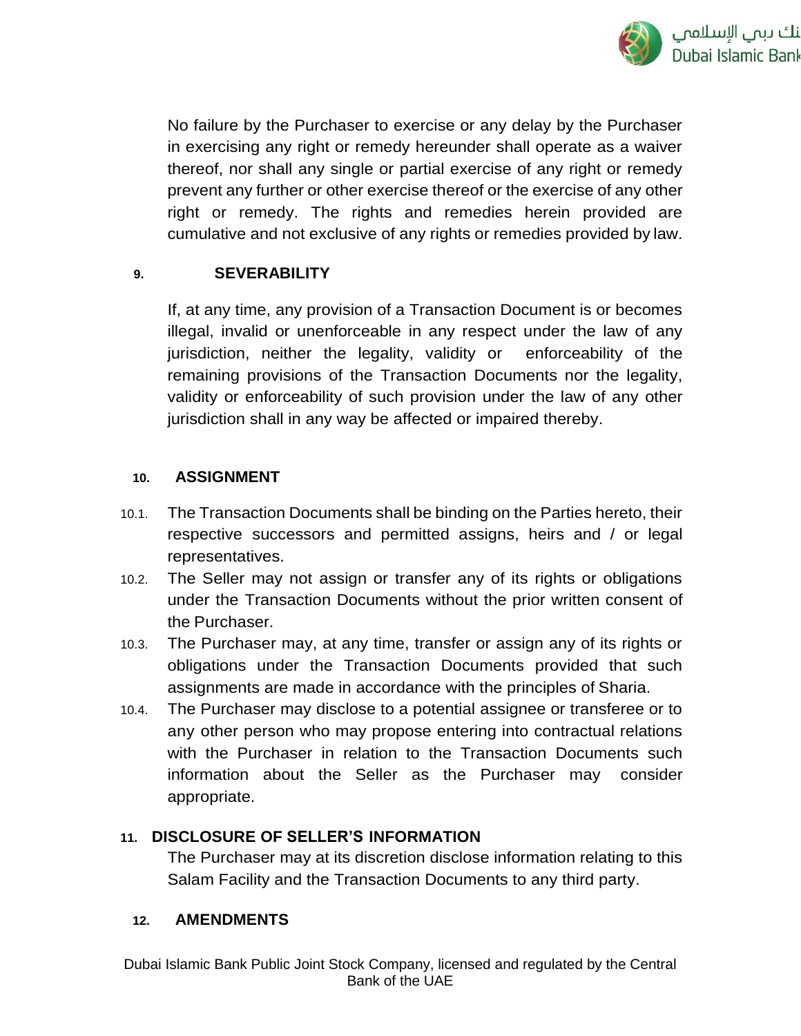No failure by the Purchaser to exercise or any delay by the Purchaser in exercising any right or remedy hereunder shall operate as a waiver thereof, nor shall any single or partial exercise of any right or remedy prevent any further or other exercise thereof or the exercise of any other right or remedy. The rights and remedies herein provided are cumulative and not exclusive of any rights or remedies provided by law.

## 9. SEVERABILITY

If, at any time, any provision of a Transaction Document is or becomes illegal, invalid or unenforceable in any respect under the law of any jurisdiction, neither the legality, validity or enforceability of the remaining provisions of the Transaction Documents nor the legality, validity or enforceability of such provision under the law of any other jurisdiction shall in any way be affected or impaired thereby.

## 10. ASSIGNMENT

10.1. The Transaction Documents shall be binding on the Parties hereto, their respective successors and permitted assigns, heirs and / or legal representatives.

10.2. The Seller may not assign or transfer any of its rights or obligations under the Transaction Documents without the prior written consent of the Purchaser.

10.3. The Purchaser may, at any time, transfer or assign any of its rights or obligations under the Transaction Documents provided that such assignments are made in accordance with the principles of Sharia.

10.4. The Purchaser may disclose to a potential assignee or transferee or to any other person who may propose entering into contractual relations with the Purchaser in relation to the Transaction Documents such information about the Seller as the Purchaser may consider appropriate.

## 11. DISCLOSURE OF SELLER'S INFORMATION

The Purchaser may at its discretion disclose information relating to this Salam Facility and the Transaction Documents to any third party.

## 12. AMENDMENTS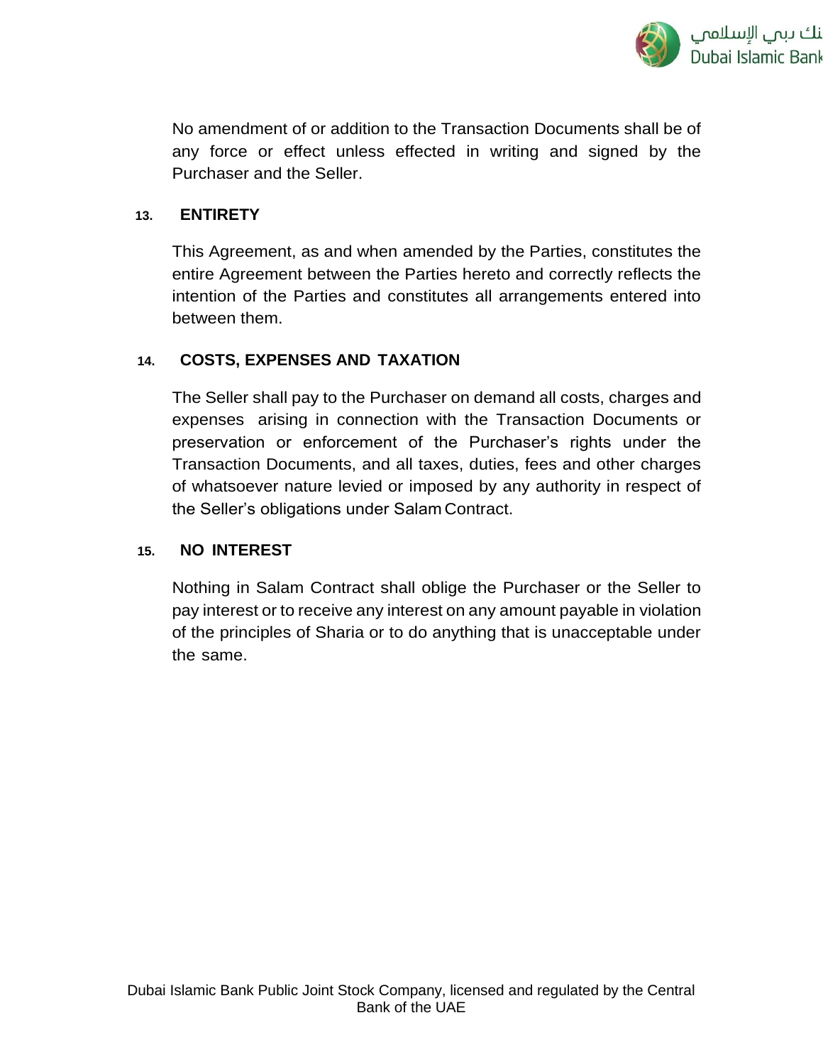No amendment of or addition to the Transaction Documents shall be of any force or effect unless effected in writing and signed by the Purchaser and the Seller.

## 13. ENTIRETY

This Agreement, as and when amended by the Parties, constitutes the entire Agreement between the Parties hereto and correctly reflects the intention of the Parties and constitutes all arrangements entered into between them.

## 14. COSTS, EXPENSES AND TAXATION

The Seller shall pay to the Purchaser on demand all costs, charges and expenses arising in connection with the Transaction Documents or preservation or enforcement of the Purchaser's rights under the Transaction Documents, and all taxes, duties, fees and other charges of whatsoever nature levied or imposed by any authority in respect of the Seller's obligations under Salam Contract.

## 15. NO INTEREST

Nothing in Salam Contract shall oblige the Purchaser or the Seller to pay interest or to receive any interest on any amount payable in violation of the principles of Sharia or to do anything that is unacceptable under the same.